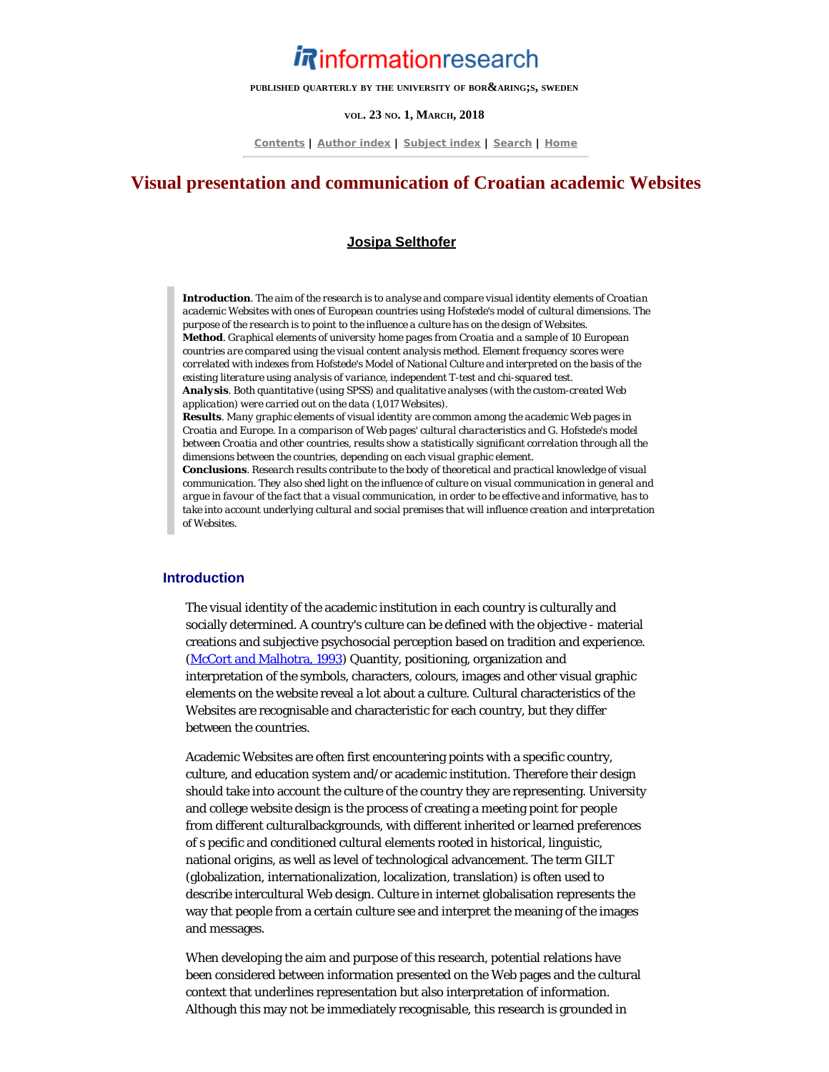# informationresearch

PUBLISHED QUARTERLY BY THE UNIVERSITY OF BOR&ARING;S, SWEDEN

VOL. 23 NO. 1, MARCH, 2018

Contents | Author index | Subject index | Search | Home

# Visual presentation and communication of Croatian academic Websites

**Josipa Selthofer**

> **Introduction**. *The aim of the research is to analyse and compare visual identity elements of Croatian academic Websites with ones of European countries using Hofstede's model of cultural dimensions. The purpose of the research is to point to the influence a culture has on the design of Websites.*
> **Method**. *Graphical elements of university home pages from Croatia and a sample of 10 European countries are compared using the visual content analysis method. Element frequency scores were correlated with indexes from Hofstede's Model of National Culture and interpreted on the basis of the existing literature using analysis of variance, independent T-test and chi-squared test.*
> **Analysis**. *Both quantitative (using SPSS) and qualitative analyses (with the custom-created Web application) were carried out on the data (1,017 Websites).*
> **Results**. *Many graphic elements of visual identity are common among the academic Web pages in Croatia and Europe. In a comparison of Web pages' cultural characteristics and G. Hofstede's model between Croatia and other countries, results show a statistically significant correlation through all the dimensions between the countries, depending on each visual graphic element.*
> **Conclusions**. *Research results contribute to the body of theoretical and practical knowledge of visual communication. They also shed light on the influence of culture on visual communication in general and argue in favour of the fact that a visual communication, in order to be effective and informative, has to take into account underlying cultural and social premises that will influence creation and interpretation of Websites.*

## Introduction

The visual identity of the academic institution in each country is culturally and socially determined. A country's culture can be defined with the objective - material creations and subjective psychosocial perception based on tradition and experience. (McCort and Malhotra, 1993) Quantity, positioning, organization and interpretation of the symbols, characters, colours, images and other visual graphic elements on the website reveal a lot about a culture. Cultural characteristics of the Websites are recognisable and characteristic for each country, but they differ between the countries.

Academic Websites are often first encountering points with a specific country, culture, and education system and/or academic institution. Therefore their design should take into account the culture of the country they are representing. University and college website design is the process of creating a meeting point for people from different culturalbackgrounds, with different inherited or learned preferences of s pecific and conditioned cultural elements rooted in historical, linguistic, national origins, as well as level of technological advancement. The term GILT (globalization, internationalization, localization, translation) is often used to describe intercultural Web design. Culture in internet globalisation represents the way that people from a certain culture see and interpret the meaning of the images and messages.

When developing the aim and purpose of this research, potential relations have been considered between information presented on the Web pages and the cultural context that underlines representation but also interpretation of information. Although this may not be immediately recognisable, this research is grounded in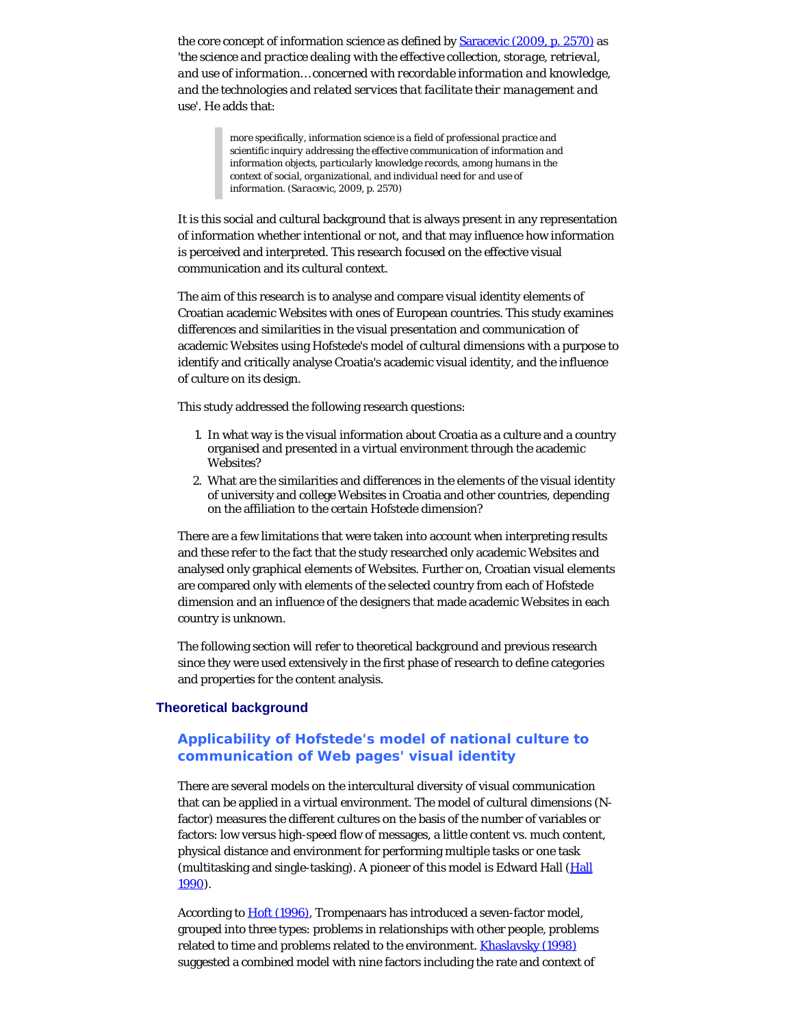the core concept of information science as defined by Saracevic (2009, p. 2570) as '*the science and practice dealing with the effective collection, storage, retrieval, and use of information… concerned with recordable information and knowledge, and the technologies and related services that facilitate their management and use*'. He adds that:

> *more specifically, information science is a field of professional practice and scientific inquiry addressing the effective communication of information and information objects, particularly knowledge records, among humans in the context of social, organizational, and individual need for and use of information.* (Saracevic, 2009, p. 2570)

It is this social and cultural background that is always present in any representation of information whether intentional or not, and that may influence how information is perceived and interpreted. This research focused on the effective visual communication and its cultural context.

The aim of this research is to analyse and compare visual identity elements of Croatian academic Websites with ones of European countries. This study examines differences and similarities in the visual presentation and communication of academic Websites using Hofstede's model of cultural dimensions with a purpose to identify and critically analyse Croatia's academic visual identity, and the influence of culture on its design.

This study addressed the following research questions:

1. In what way is the visual information about Croatia as a culture and a country organised and presented in a virtual environment through the academic Websites?
2. What are the similarities and differences in the elements of the visual identity of university and college Websites in Croatia and other countries, depending on the affiliation to the certain Hofstede dimension?

There are a few limitations that were taken into account when interpreting results and these refer to the fact that the study researched only academic Websites and analysed only graphical elements of Websites. Further on, Croatian visual elements are compared only with elements of the selected country from each of Hofstede dimension and an influence of the designers that made academic Websites in each country is unknown.

The following section will refer to theoretical background and previous research since they were used extensively in the first phase of research to define categories and properties for the content analysis.

## Theoretical background

### Applicability of Hofstede's model of national culture to communication of Web pages' visual identity

There are several models on the intercultural diversity of visual communication that can be applied in a virtual environment. The model of cultural dimensions (N-factor) measures the different cultures on the basis of the number of variables or factors: low versus high-speed flow of messages, a little content vs. much content, physical distance and environment for performing multiple tasks or one task (multitasking and single-tasking). A pioneer of this model is Edward Hall (Hall 1990).

According to Hoft (1996), Trompenaars has introduced a seven-factor model, grouped into three types: problems in relationships with other people, problems related to time and problems related to the environment. Khaslavsky (1998) suggested a combined model with nine factors including the rate and context of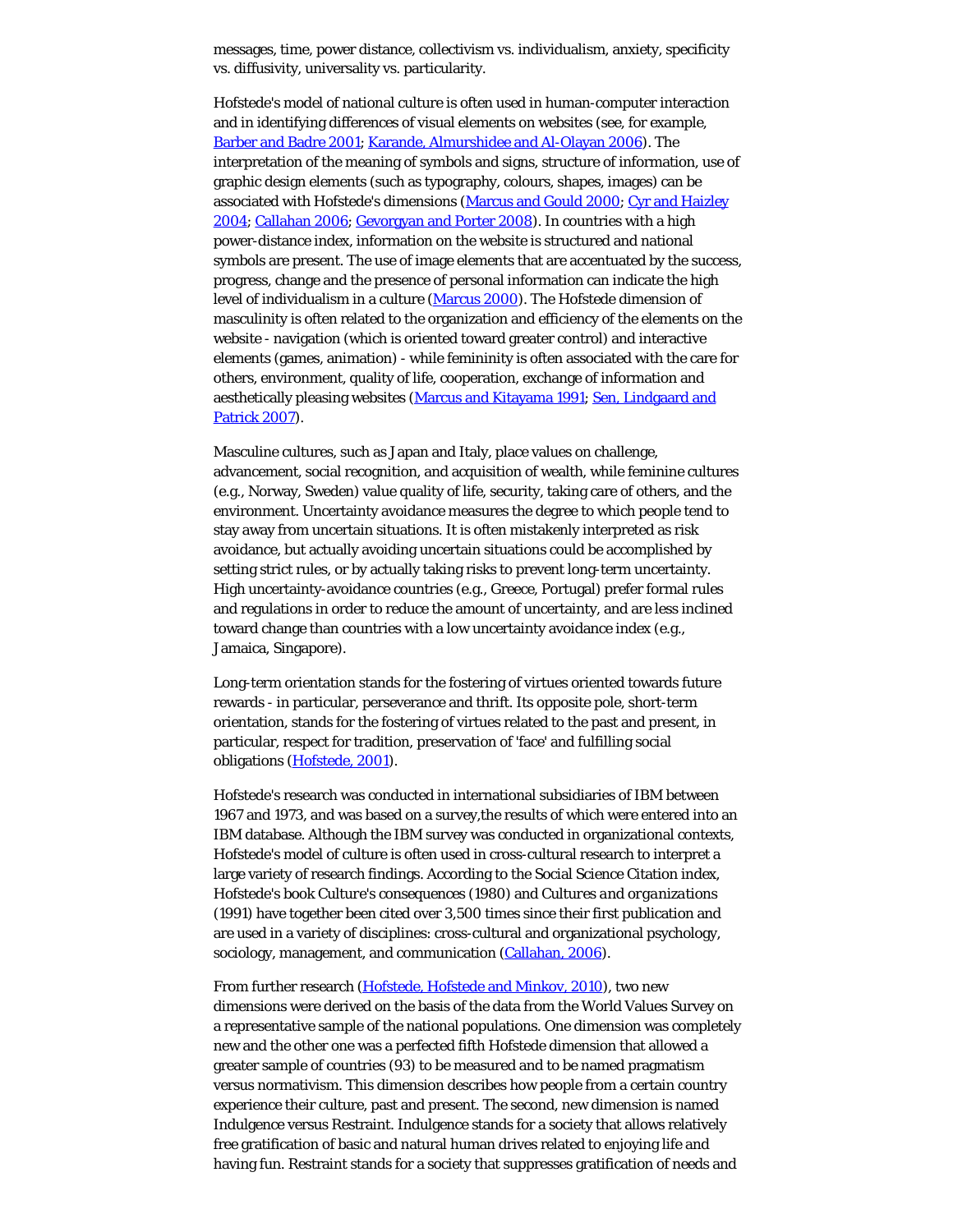messages, time, power distance, collectivism vs. individualism, anxiety, specificity vs. diffusivity, universality vs. particularity.

Hofstede's model of national culture is often used in human-computer interaction and in identifying differences of visual elements on websites (see, for example, Barber and Badre 2001; Karande, Almurshidee and Al-Olayan 2006). The interpretation of the meaning of symbols and signs, structure of information, use of graphic design elements (such as typography, colours, shapes, images) can be associated with Hofstede's dimensions (Marcus and Gould 2000; Cyr and Haizley 2004; Callahan 2006; Gevorgyan and Porter 2008). In countries with a high power-distance index, information on the website is structured and national symbols are present. The use of image elements that are accentuated by the success, progress, change and the presence of personal information can indicate the high level of individualism in a culture (Marcus 2000). The Hofstede dimension of masculinity is often related to the organization and efficiency of the elements on the website - navigation (which is oriented toward greater control) and interactive elements (games, animation) - while femininity is often associated with the care for others, environment, quality of life, cooperation, exchange of information and aesthetically pleasing websites (Marcus and Kitayama 1991; Sen, Lindgaard and Patrick 2007).

Masculine cultures, such as Japan and Italy, place values on challenge, advancement, social recognition, and acquisition of wealth, while feminine cultures (e.g., Norway, Sweden) value quality of life, security, taking care of others, and the environment. Uncertainty avoidance measures the degree to which people tend to stay away from uncertain situations. It is often mistakenly interpreted as risk avoidance, but actually avoiding uncertain situations could be accomplished by setting strict rules, or by actually taking risks to prevent long-term uncertainty. High uncertainty-avoidance countries (e.g., Greece, Portugal) prefer formal rules and regulations in order to reduce the amount of uncertainty, and are less inclined toward change than countries with a low uncertainty avoidance index (e.g., Jamaica, Singapore).

Long-term orientation stands for the fostering of virtues oriented towards future rewards - in particular, perseverance and thrift. Its opposite pole, short-term orientation, stands for the fostering of virtues related to the past and present, in particular, respect for tradition, preservation of 'face' and fulfilling social obligations (Hofstede, 2001).

Hofstede's research was conducted in international subsidiaries of IBM between 1967 and 1973, and was based on a survey,the results of which were entered into an IBM database. Although the IBM survey was conducted in organizational contexts, Hofstede's model of culture is often used in cross-cultural research to interpret a large variety of research findings. According to the Social Science Citation index, Hofstede's book Culture's consequences (1980) and *Cultures and organizations* (1991) have together been cited over 3,500 times since their first publication and are used in a variety of disciplines: cross-cultural and organizational psychology, sociology, management, and communication (Callahan, 2006).

From further research (Hofstede, Hofstede and Minkov, 2010), two new dimensions were derived on the basis of the data from the World Values Survey on a representative sample of the national populations. One dimension was completely new and the other one was a perfected fifth Hofstede dimension that allowed a greater sample of countries (93) to be measured and to be named pragmatism versus normativism. This dimension describes how people from a certain country experience their culture, past and present. The second, new dimension is named Indulgence versus Restraint. Indulgence stands for a society that allows relatively free gratification of basic and natural human drives related to enjoying life and having fun. Restraint stands for a society that suppresses gratification of needs and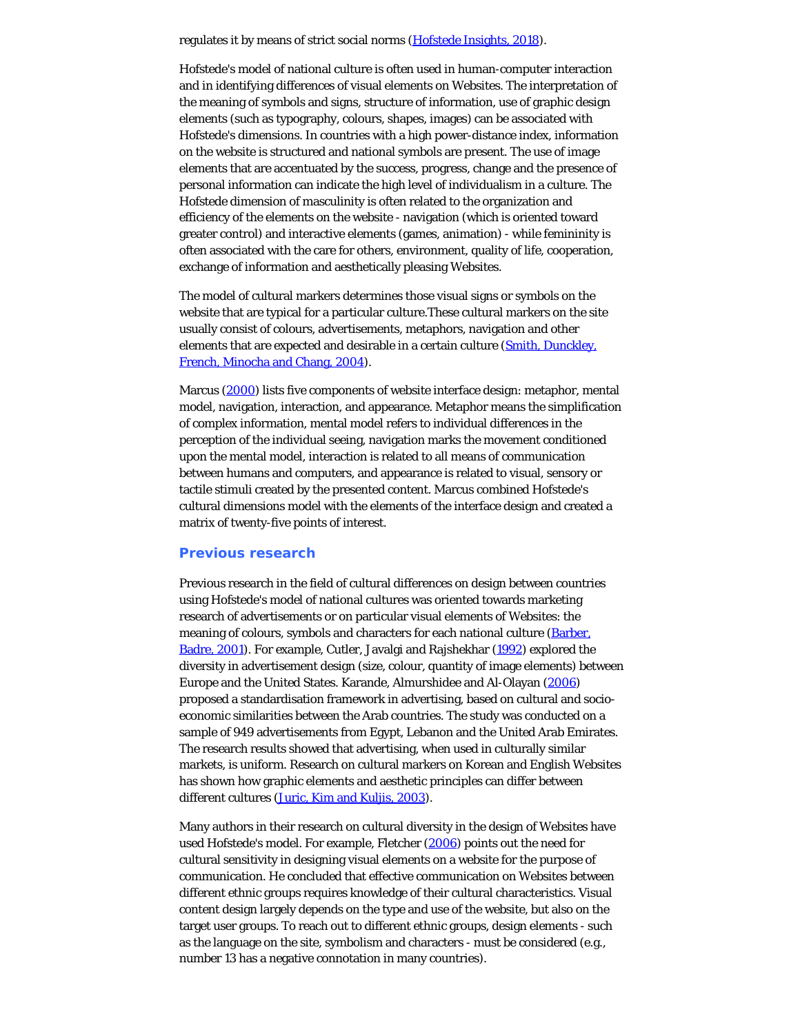regulates it by means of strict social norms (Hofstede Insights, 2018).

Hofstede's model of national culture is often used in human-computer interaction and in identifying differences of visual elements on Websites. The interpretation of the meaning of symbols and signs, structure of information, use of graphic design elements (such as typography, colours, shapes, images) can be associated with Hofstede's dimensions. In countries with a high power-distance index, information on the website is structured and national symbols are present. The use of image elements that are accentuated by the success, progress, change and the presence of personal information can indicate the high level of individualism in a culture. The Hofstede dimension of masculinity is often related to the organization and efficiency of the elements on the website - navigation (which is oriented toward greater control) and interactive elements (games, animation) - while femininity is often associated with the care for others, environment, quality of life, cooperation, exchange of information and aesthetically pleasing Websites.

The model of cultural markers determines those visual signs or symbols on the website that are typical for a particular culture.These cultural markers on the site usually consist of colours, advertisements, metaphors, navigation and other elements that are expected and desirable in a certain culture (Smith, Dunckley, French, Minocha and Chang, 2004).

Marcus (2000) lists five components of website interface design: metaphor, mental model, navigation, interaction, and appearance. Metaphor means the simplification of complex information, mental model refers to individual differences in the perception of the individual seeing, navigation marks the movement conditioned upon the mental model, interaction is related to all means of communication between humans and computers, and appearance is related to visual, sensory or tactile stimuli created by the presented content. Marcus combined Hofstede's cultural dimensions model with the elements of the interface design and created a matrix of twenty-five points of interest.

## Previous research

Previous research in the field of cultural differences on design between countries using Hofstede's model of national cultures was oriented towards marketing research of advertisements or on particular visual elements of Websites: the meaning of colours, symbols and characters for each national culture (Barber, Badre, 2001). For example, Cutler, Javalgi and Rajshekhar (1992) explored the diversity in advertisement design (size, colour, quantity of image elements) between Europe and the United States. Karande, Almurshidee and Al-Olayan (2006) proposed a standardisation framework in advertising, based on cultural and socio-economic similarities between the Arab countries. The study was conducted on a sample of 949 advertisements from Egypt, Lebanon and the United Arab Emirates. The research results showed that advertising, when used in culturally similar markets, is uniform. Research on cultural markers on Korean and English Websites has shown how graphic elements and aesthetic principles can differ between different cultures (Juric, Kim and Kuljis, 2003).

Many authors in their research on cultural diversity in the design of Websites have used Hofstede's model. For example, Fletcher (2006) points out the need for cultural sensitivity in designing visual elements on a website for the purpose of communication. He concluded that effective communication on Websites between different ethnic groups requires knowledge of their cultural characteristics. Visual content design largely depends on the type and use of the website, but also on the target user groups. To reach out to different ethnic groups, design elements - such as the language on the site, symbolism and characters - must be considered (e.g., number 13 has a negative connotation in many countries).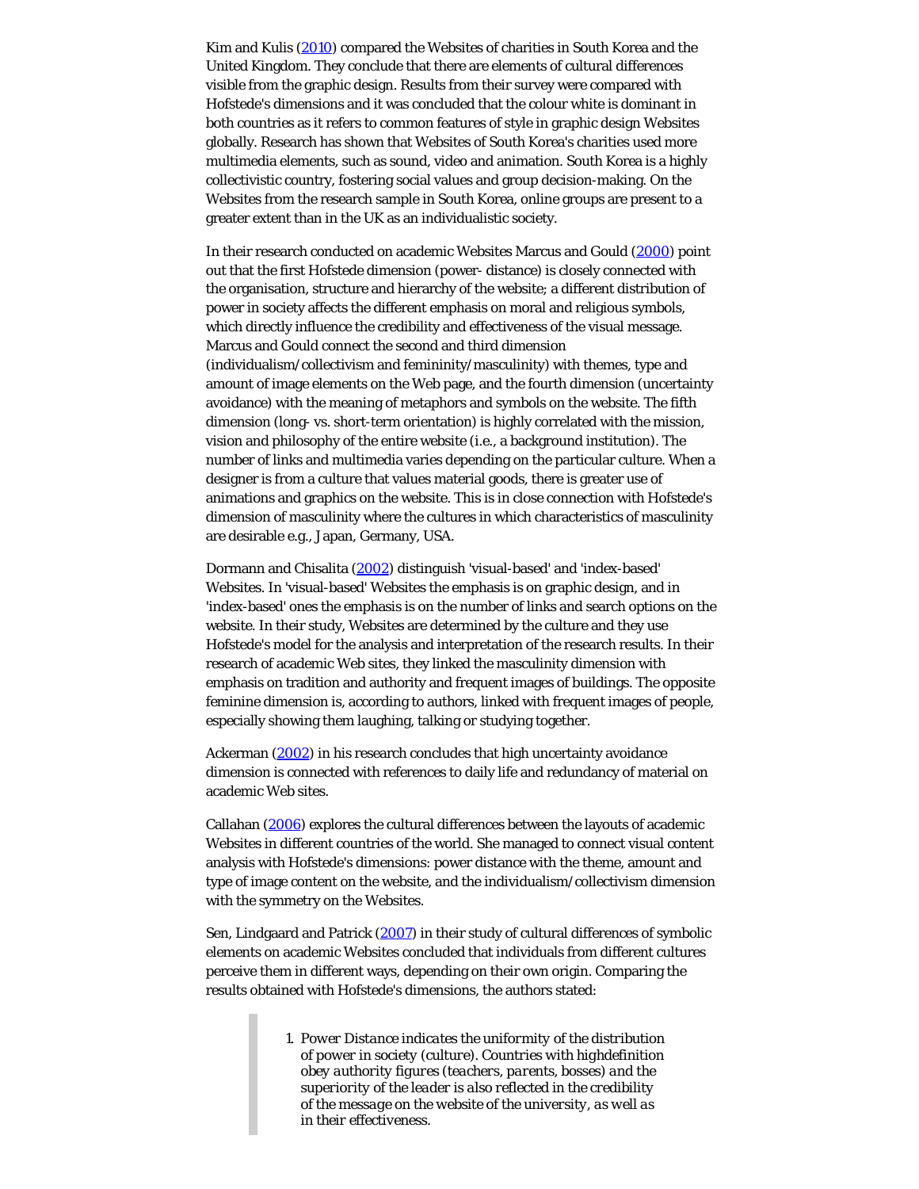Kim and Kulis (2010) compared the Websites of charities in South Korea and the United Kingdom. They conclude that there are elements of cultural differences visible from the graphic design. Results from their survey were compared with Hofstede's dimensions and it was concluded that the colour white is dominant in both countries as it refers to common features of style in graphic design Websites globally. Research has shown that Websites of South Korea's charities used more multimedia elements, such as sound, video and animation. South Korea is a highly collectivistic country, fostering social values and group decision-making. On the Websites from the research sample in South Korea, online groups are present to a greater extent than in the UK as an individualistic society.

In their research conducted on academic Websites Marcus and Gould (2000) point out that the first Hofstede dimension (power- distance) is closely connected with the organisation, structure and hierarchy of the website; a different distribution of power in society affects the different emphasis on moral and religious symbols, which directly influence the credibility and effectiveness of the visual message. Marcus and Gould connect the second and third dimension (individualism/collectivism and femininity/masculinity) with themes, type and amount of image elements on the Web page, and the fourth dimension (uncertainty avoidance) with the meaning of metaphors and symbols on the website. The fifth dimension (long- vs. short-term orientation) is highly correlated with the mission, vision and philosophy of the entire website (i.e., a background institution). The number of links and multimedia varies depending on the particular culture. When a designer is from a culture that values material goods, there is greater use of animations and graphics on the website. This is in close connection with Hofstede's dimension of masculinity where the cultures in which characteristics of masculinity are desirable e.g., Japan, Germany, USA.

Dormann and Chisalita (2002) distinguish 'visual-based' and 'index-based' Websites. In 'visual-based' Websites the emphasis is on graphic design, and in 'index-based' ones the emphasis is on the number of links and search options on the website. In their study, Websites are determined by the culture and they use Hofstede's model for the analysis and interpretation of the research results. In their research of academic Web sites, they linked the masculinity dimension with emphasis on tradition and authority and frequent images of buildings. The opposite feminine dimension is, according to authors, linked with frequent images of people, especially showing them laughing, talking or studying together.

Ackerman (2002) in his research concludes that high uncertainty avoidance dimension is connected with references to daily life and redundancy of material on academic Web sites.

Callahan (2006) explores the cultural differences between the layouts of academic Websites in different countries of the world. She managed to connect visual content analysis with Hofstede's dimensions: power distance with the theme, amount and type of image content on the website, and the individualism/collectivism dimension with the symmetry on the Websites.

Sen, Lindgaard and Patrick (2007) in their study of cultural differences of symbolic elements on academic Websites concluded that individuals from different cultures perceive them in different ways, depending on their own origin. Comparing the results obtained with Hofstede's dimensions, the authors stated:

> 1. *Power Distance indicates the uniformity of the distribution of power in society (culture). Countries with highdefinition obey authority figures (teachers, parents, bosses) and the superiority of the leader is also reflected in the credibility of the message on the website of the university, as well as in their effectiveness.*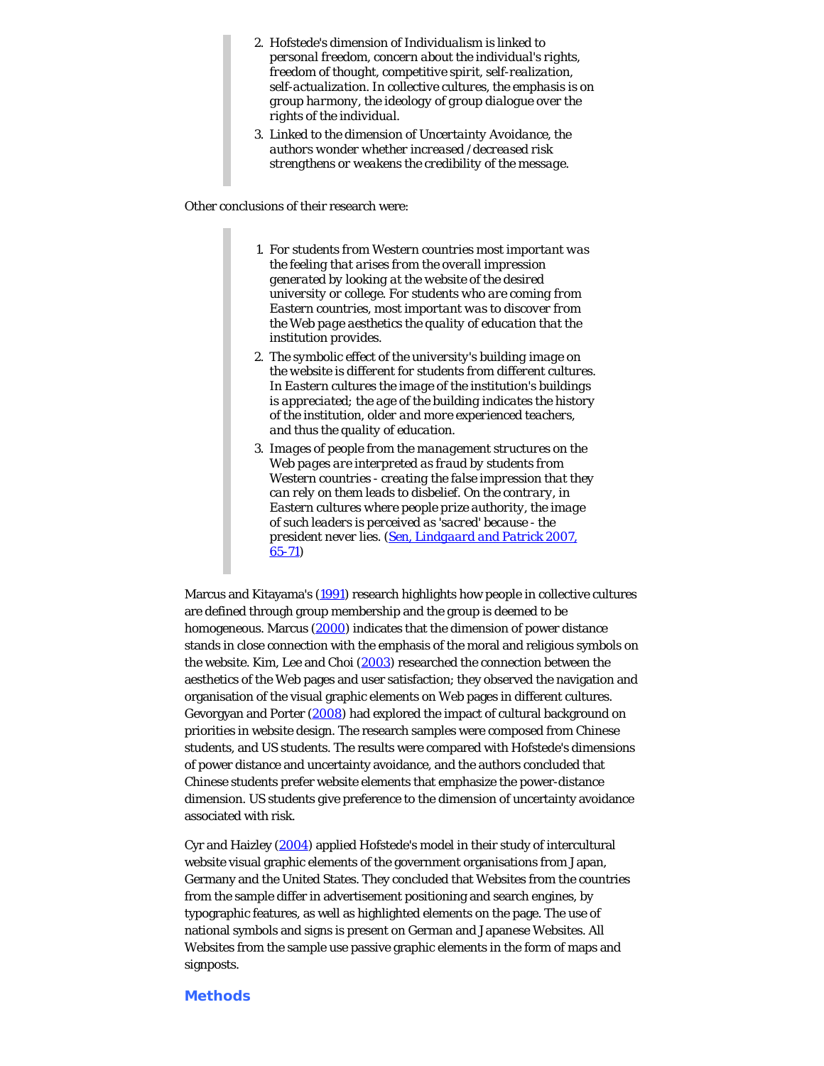> 2. Hofstede's dimension of Individualism is linked to personal freedom, concern about the individual's rights, freedom of thought, competitive spirit, self-realization, self-actualization. In collective cultures, the emphasis is on group harmony, the ideology of group dialogue over the rights of the individual.
> 3. Linked to the dimension of Uncertainty Avoidance, the authors wonder whether increased /decreased risk strengthens or weakens the credibility of the message.

Other conclusions of their research were:

> 1. For students from Western countries most important was the feeling that arises from the overall impression generated by looking at the website of the desired university or college. For students who are coming from Eastern countries, most important was to discover from the Web page aesthetics the quality of education that the institution provides.
> 2. The symbolic effect of the university's building image on the website is different for students from different cultures. In Eastern cultures the image of the institution's buildings is appreciated; the age of the building indicates the history of the institution, older and more experienced teachers, and thus the quality of education.
> 3. Images of people from the management structures on the Web pages are interpreted as fraud by students from Western countries - creating the false impression that they can rely on them leads to disbelief. On the contrary, in Eastern cultures where people prize authority, the image of such leaders is perceived as 'sacred' because - the president never lies. (Sen, Lindgaard and Patrick 2007, 65-71)

Marcus and Kitayama's (1991) research highlights how people in collective cultures are defined through group membership and the group is deemed to be homogeneous. Marcus (2000) indicates that the dimension of power distance stands in close connection with the emphasis of the moral and religious symbols on the website. Kim, Lee and Choi (2003) researched the connection between the aesthetics of the Web pages and user satisfaction; they observed the navigation and organisation of the visual graphic elements on Web pages in different cultures. Gevorgyan and Porter (2008) had explored the impact of cultural background on priorities in website design. The research samples were composed from Chinese students, and US students. The results were compared with Hofstede's dimensions of power distance and uncertainty avoidance, and the authors concluded that Chinese students prefer website elements that emphasize the power-distance dimension. US students give preference to the dimension of uncertainty avoidance associated with risk.

Cyr and Haizley (2004) applied Hofstede's model in their study of intercultural website visual graphic elements of the government organisations from Japan, Germany and the United States. They concluded that Websites from the countries from the sample differ in advertisement positioning and search engines, by typographic features, as well as highlighted elements on the page. The use of national symbols and signs is present on German and Japanese Websites. All Websites from the sample use passive graphic elements in the form of maps and signposts.

## Methods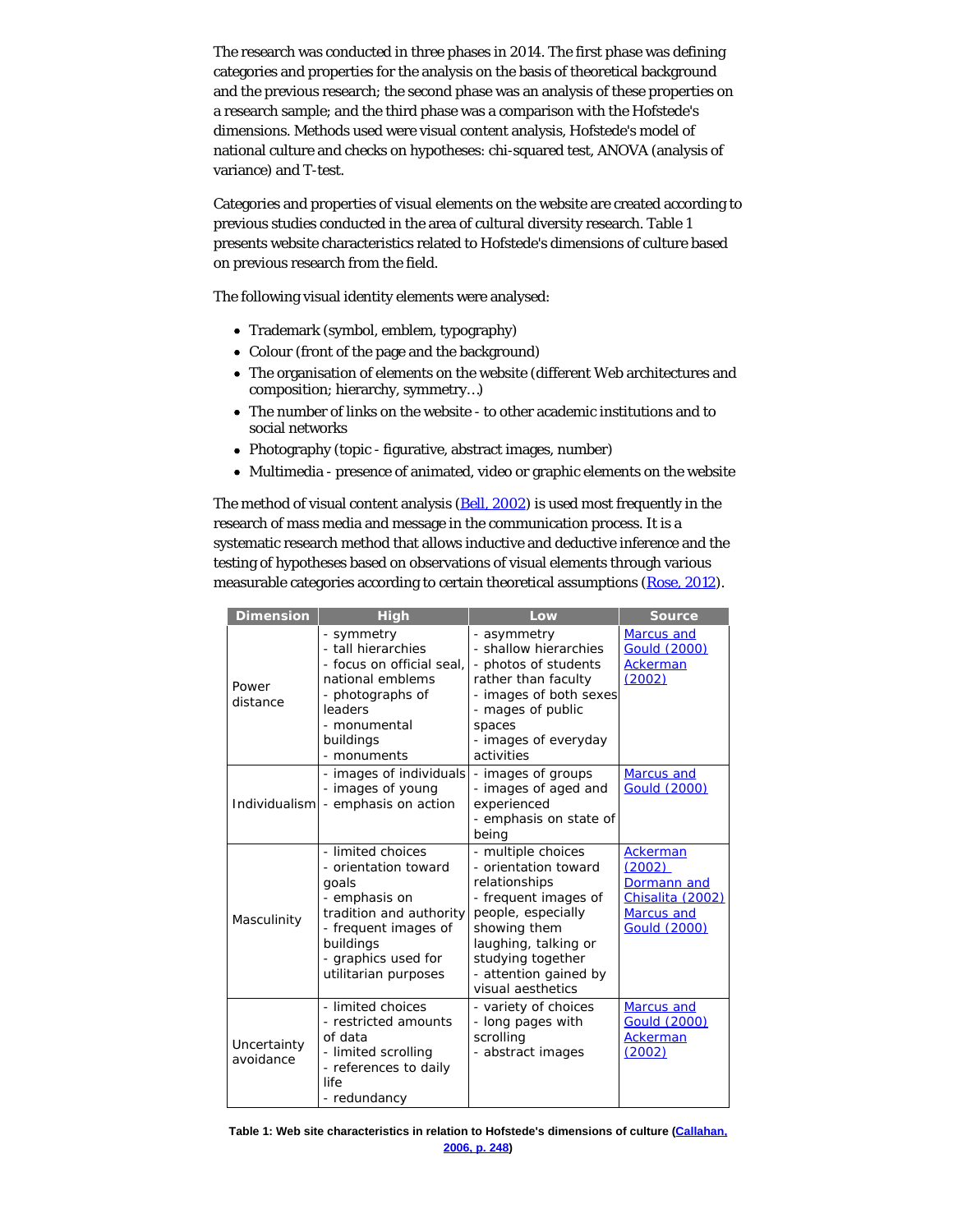The research was conducted in three phases in 2014. The first phase was defining categories and properties for the analysis on the basis of theoretical background and the previous research; the second phase was an analysis of these properties on a research sample; and the third phase was a comparison with the Hofstede's dimensions. Methods used were visual content analysis, Hofstede's model of national culture and checks on hypotheses: chi-squared test, ANOVA (analysis of variance) and T-test.

Categories and properties of visual elements on the website are created according to previous studies conducted in the area of cultural diversity research. Table 1 presents website characteristics related to Hofstede's dimensions of culture based on previous research from the field.

The following visual identity elements were analysed:

- Trademark (symbol, emblem, typography)
- Colour (front of the page and the background)
- The organisation of elements on the website (different Web architectures and composition; hierarchy, symmetry…)
- The number of links on the website - to other academic institutions and to social networks
- Photography (topic - figurative, abstract images, number)
- Multimedia - presence of animated, video or graphic elements on the website

The method of visual content analysis (Bell, 2002) is used most frequently in the research of mass media and message in the communication process. It is a systematic research method that allows inductive and deductive inference and the testing of hypotheses based on observations of visual elements through various measurable categories according to certain theoretical assumptions (Rose, 2012).

| Dimension | High | Low | Source |
|---|---|---|---|
| Power distance | - symmetry<br>- tall hierarchies<br>- focus on official seal, national emblems<br>- photographs of leaders<br>- monumental buildings<br>- monuments | - asymmetry<br>- shallow hierarchies<br>- photos of students rather than faculty<br>- images of both sexes<br>- mages of public spaces<br>- images of everyday activities | Marcus and Gould (2000)<br>Ackerman (2002) |
| Individualism | - images of individuals<br>- images of young<br>- emphasis on action | - images of groups<br>- images of aged and experienced<br>- emphasis on state of being | Marcus and Gould (2000) |
| Masculinity | - limited choices<br>- orientation toward goals<br>- emphasis on tradition and authority<br>- frequent images of buildings<br>- graphics used for utilitarian purposes | - multiple choices<br>- orientation toward relationships<br>- frequent images of people, especially showing them laughing, talking or studying together<br>- attention gained by visual aesthetics | Ackerman (2002)<br>Dormann and Chisalita (2002)<br>Marcus and Gould (2000) |
| Uncertainty avoidance | - limited choices<br>- restricted amounts of data<br>- limited scrolling<br>- references to daily life<br>- redundancy | - variety of choices<br>- long pages with scrolling<br>- abstract images | Marcus and Gould (2000)<br>Ackerman (2002) |

**Table 1: Web site characteristics in relation to Hofstede's dimensions of culture (Callahan, 2006, p. 248)**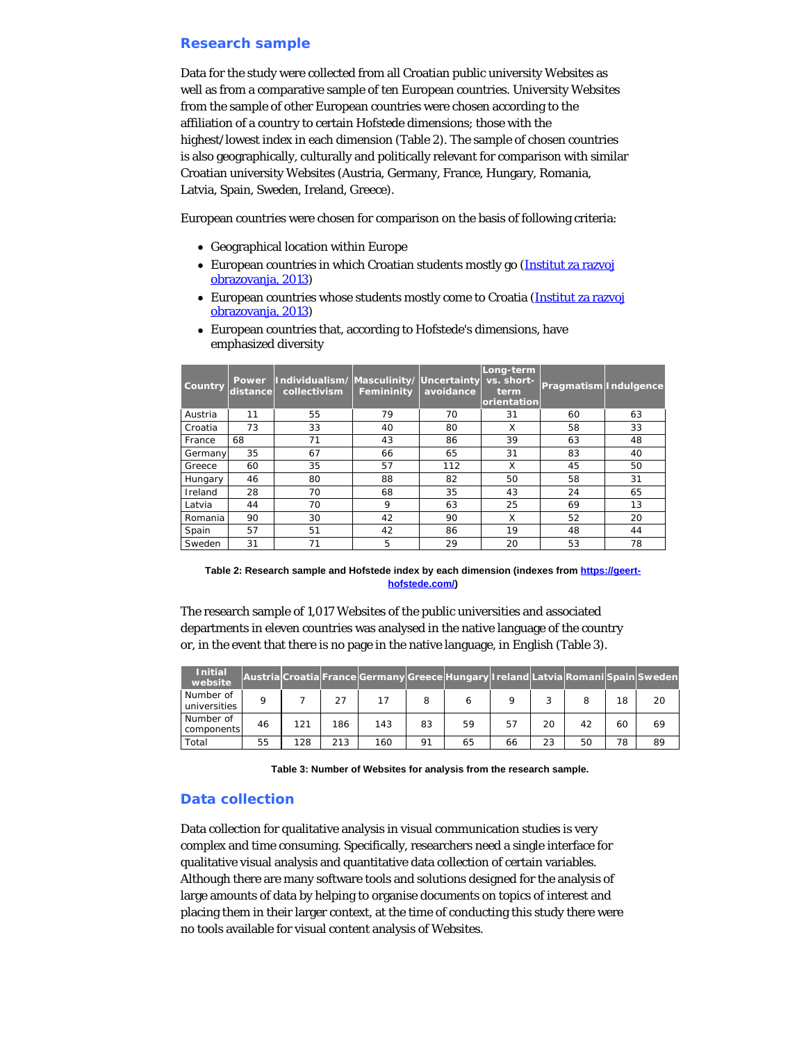## Research sample

Data for the study were collected from all Croatian public university Websites as well as from a comparative sample of ten European countries. University Websites from the sample of other European countries were chosen according to the affiliation of a country to certain Hofstede dimensions; those with the highest/lowest index in each dimension (Table 2). The sample of chosen countries is also geographically, culturally and politically relevant for comparison with similar Croatian university Websites (Austria, Germany, France, Hungary, Romania, Latvia, Spain, Sweden, Ireland, Greece).

European countries were chosen for comparison on the basis of following criteria:

- Geographical location within Europe
- European countries in which Croatian students mostly go (Institut za razvoj obrazovanja, 2013)
- European countries whose students mostly come to Croatia (Institut za razvoj obrazovanja, 2013)
- European countries that, according to Hofstede's dimensions, have emphasized diversity

| Country | Power distance | Individualism/ collectivism | Masculinity/ Femininity | Uncertainty avoidance | Long-term vs. short-term orientation | Pragmatism | Indulgence |
|---|---|---|---|---|---|---|---|
| Austria | 11 | 55 | 79 | 70 | 31 | 60 | 63 |
| Croatia | 73 | 33 | 40 | 80 | X | 58 | 33 |
| France | 68 | 71 | 43 | 86 | 39 | 63 | 48 |
| Germany | 35 | 67 | 66 | 65 | 31 | 83 | 40 |
| Greece | 60 | 35 | 57 | 112 | X | 45 | 50 |
| Hungary | 46 | 80 | 88 | 82 | 50 | 58 | 31 |
| Ireland | 28 | 70 | 68 | 35 | 43 | 24 | 65 |
| Latvia | 44 | 70 | 9 | 63 | 25 | 69 | 13 |
| Romania | 90 | 30 | 42 | 90 | X | 52 | 20 |
| Spain | 57 | 51 | 42 | 86 | 19 | 48 | 44 |
| Sweden | 31 | 71 | 5 | 29 | 20 | 53 | 78 |

**Table 2: Research sample and Hofstede index by each dimension (indexes from https://geert-hofstede.com/)**

The research sample of 1,017 Websites of the public universities and associated departments in eleven countries was analysed in the native language of the country or, in the event that there is no page in the native language, in English (Table 3).

| Initial website | Austria | Croatia | France | Germany | Greece | Hungary | Ireland | Latvia | Romani | Spain | Sweden |
|---|---|---|---|---|---|---|---|---|---|---|---|
| Number of universities | 9 | 7 | 27 | 17 | 8 | 6 | 9 | 3 | 8 | 18 | 20 |
| Number of components | 46 | 121 | 186 | 143 | 83 | 59 | 57 | 20 | 42 | 60 | 69 |
| Total | 55 | 128 | 213 | 160 | 91 | 65 | 66 | 23 | 50 | 78 | 89 |

**Table 3: Number of Websites for analysis from the research sample.**

## Data collection

Data collection for qualitative analysis in visual communication studies is very complex and time consuming. Specifically, researchers need a single interface for qualitative visual analysis and quantitative data collection of certain variables. Although there are many software tools and solutions designed for the analysis of large amounts of data by helping to organise documents on topics of interest and placing them in their larger context, at the time of conducting this study there were no tools available for visual content analysis of Websites.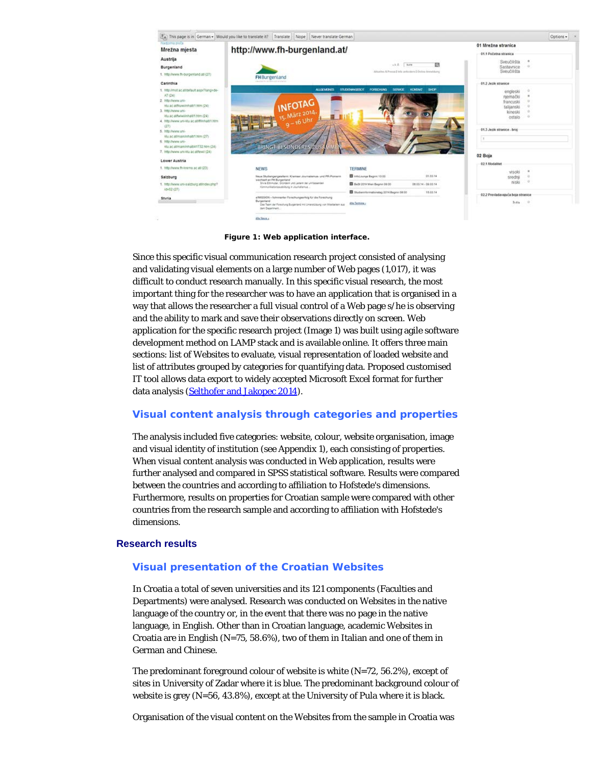Figure 1: Web application interface.

Since this specific visual communication research project consisted of analysing and validating visual elements on a large number of Web pages (1,017), it was difficult to conduct research manually. In this specific visual research, the most important thing for the researcher was to have an application that is organised in a way that allows the researcher a full visual control of a Web page s/he is observing and the ability to mark and save their observations directly on screen. Web application for the specific research project (Image 1) was built using agile software development method on LAMP stack and is available online. It offers three main sections: list of Websites to evaluate, visual representation of loaded website and list of attributes grouped by categories for quantifying data. Proposed customised IT tool allows data export to widely accepted Microsoft Excel format for further data analysis (Selthofer and Jakopec 2014).

### Visual content analysis through categories and properties

The analysis included five categories: website, colour, website organisation, image and visual identity of institution (see Appendix 1), each consisting of properties. When visual content analysis was conducted in Web application, results were further analysed and compared in SPSS statistical software. Results were compared between the countries and according to affiliation to Hofstede's dimensions. Furthermore, results on properties for Croatian sample were compared with other countries from the research sample and according to affiliation with Hofstede's dimensions.

## Research results

### Visual presentation of the Croatian Websites

In Croatia a total of seven universities and its 121 components (Faculties and Departments) were analysed. Research was conducted on Websites in the native language of the country or, in the event that there was no page in the native language, in English. Other than in Croatian language, academic Websites in Croatia are in English (N=75, 58.6%), two of them in Italian and one of them in German and Chinese.

The predominant foreground colour of website is white (N=72, 56.2%), except of sites in University of Zadar where it is blue. The predominant background colour of website is grey (N=56, 43.8%), except at the University of Pula where it is black.

Organisation of the visual content on the Websites from the sample in Croatia was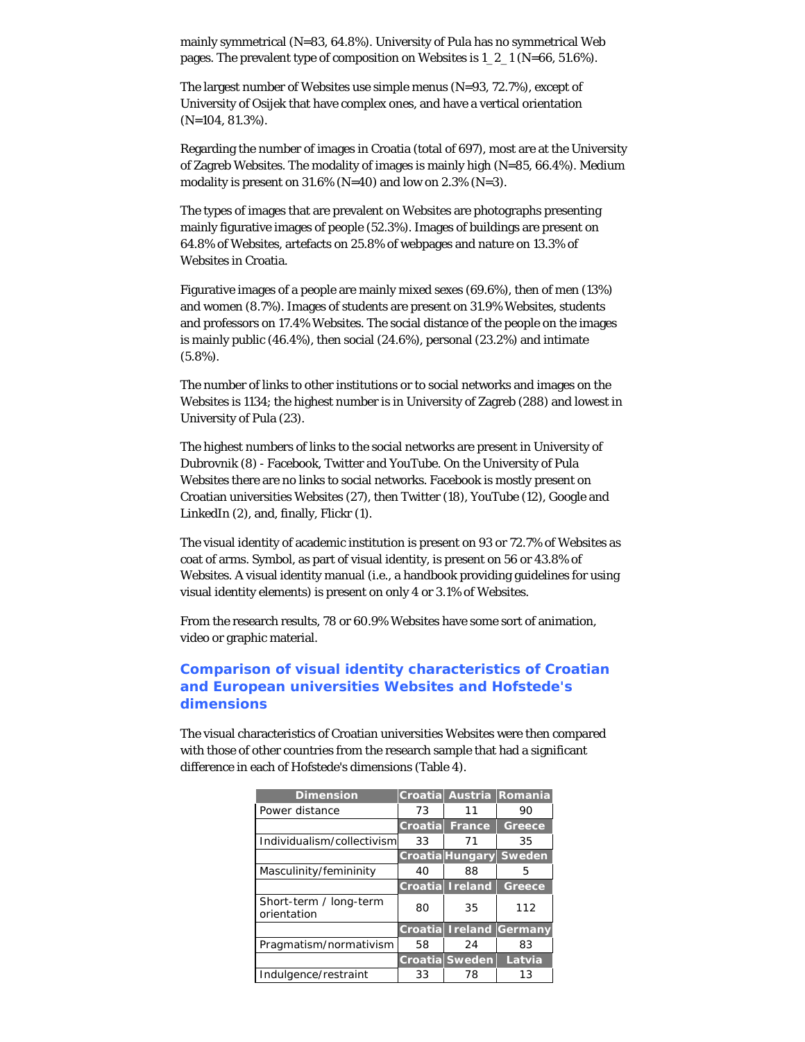mainly symmetrical (N=83, 64.8%). University of Pula has no symmetrical Web pages. The prevalent type of composition on Websites is 1_2_1 (N=66, 51.6%).

The largest number of Websites use simple menus (N=93, 72.7%), except of University of Osijek that have complex ones, and have a vertical orientation (N=104, 81.3%).

Regarding the number of images in Croatia (total of 697), most are at the University of Zagreb Websites. The modality of images is mainly high (N=85, 66.4%). Medium modality is present on 31.6% (N=40) and low on 2.3% (N=3).

The types of images that are prevalent on Websites are photographs presenting mainly figurative images of people (52.3%). Images of buildings are present on 64.8% of Websites, artefacts on 25.8% of webpages and nature on 13.3% of Websites in Croatia.

Figurative images of a people are mainly mixed sexes (69.6%), then of men (13%) and women (8.7%). Images of students are present on 31.9% Websites, students and professors on 17.4% Websites. The social distance of the people on the images is mainly public (46.4%), then social (24.6%), personal (23.2%) and intimate (5.8%).

The number of links to other institutions or to social networks and images on the Websites is 1134; the highest number is in University of Zagreb (288) and lowest in University of Pula (23).

The highest numbers of links to the social networks are present in University of Dubrovnik (8) - Facebook, Twitter and YouTube. On the University of Pula Websites there are no links to social networks. Facebook is mostly present on Croatian universities Websites (27), then Twitter (18), YouTube (12), Google and LinkedIn (2), and, finally, Flickr (1).

The visual identity of academic institution is present on 93 or 72.7% of Websites as coat of arms. Symbol, as part of visual identity, is present on 56 or 43.8% of Websites. A visual identity manual (i.e., a handbook providing guidelines for using visual identity elements) is present on only 4 or 3.1% of Websites.

From the research results, 78 or 60.9% Websites have some sort of animation, video or graphic material.

### Comparison of visual identity characteristics of Croatian and European universities Websites and Hofstede's dimensions

The visual characteristics of Croatian universities Websites were then compared with those of other countries from the research sample that had a significant difference in each of Hofstede's dimensions (Table 4).

| Dimension | Croatia | Austria | Romania |
|---|---|---|---|
| Power distance | 73 | 11 | 90 |
| | **Croatia** | **France** | **Greece** |
| Individualism/collectivism | 33 | 71 | 35 |
| | **Croatia** | **Hungary** | **Sweden** |
| Masculinity/femininity | 40 | 88 | 5 |
| | **Croatia** | **Ireland** | **Greece** |
| Short-term / long-term orientation | 80 | 35 | 112 |
| | **Croatia** | **Ireland** | **Germany** |
| Pragmatism/normativism | 58 | 24 | 83 |
| | **Croatia** | **Sweden** | **Latvia** |
| Indulgence/restraint | 33 | 78 | 13 |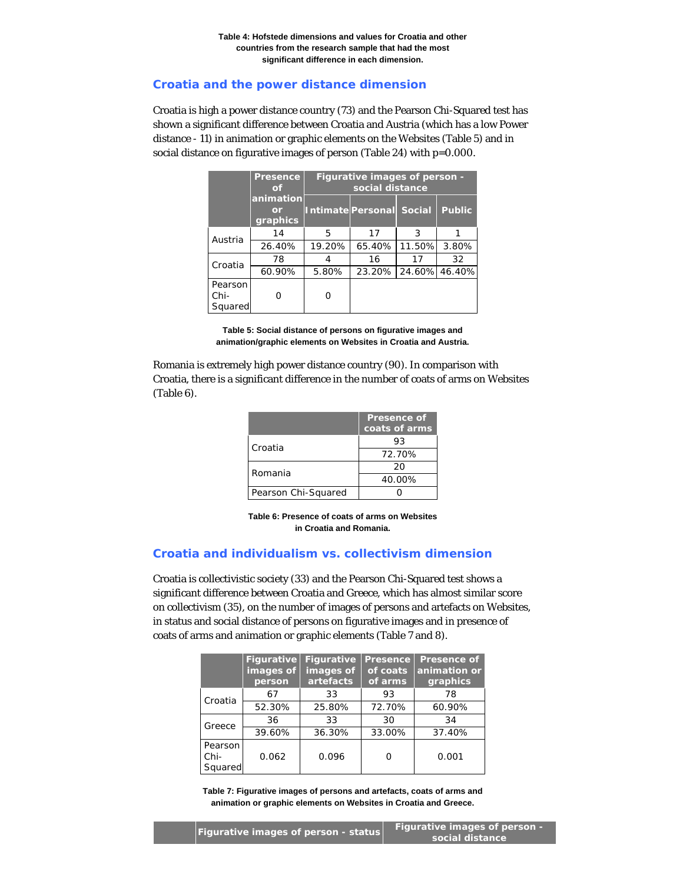**Table 4: Hofstede dimensions and values for Croatia and other countries from the research sample that had the most significant difference in each dimension.**

## Croatia and the power distance dimension

Croatia is high a power distance country (73) and the Pearson Chi-Squared test has shown a significant difference between Croatia and Austria (which has a low Power distance - 11) in animation or graphic elements on the Websites (Table 5) and in social distance on figurative images of person (Table 24) with p=0.000.

| | Presence of animation or graphics | Figurative images of person - social distance | | | |
|---|---|---|---|---|---|
| | | Intimate | Personal | Social | Public |
| Austria | 14 | 5 | 17 | 3 | 1 |
| | 26.40% | 19.20% | 65.40% | 11.50% | 3.80% |
| Croatia | 78 | 4 | 16 | 17 | 32 |
| | 60.90% | 5.80% | 23.20% | 24.60% | 46.40% |
| Pearson Chi-Squared | 0 | 0 | | | |

**Table 5: Social distance of persons on figurative images and animation/graphic elements on Websites in Croatia and Austria.**

Romania is extremely high power distance country (90). In comparison with Croatia, there is a significant difference in the number of coats of arms on Websites (Table 6).

| | Presence of coats of arms |
|---|---|
| Croatia | 93 |
| | 72.70% |
| Romania | 20 |
| | 40.00% |
| Pearson Chi-Squared | 0 |

**Table 6: Presence of coats of arms on Websites in Croatia and Romania.**

## Croatia and individualism vs. collectivism dimension

Croatia is collectivistic society (33) and the Pearson Chi-Squared test shows a significant difference between Croatia and Greece, which has almost similar score on collectivism (35), on the number of images of persons and artefacts on Websites, in status and social distance of persons on figurative images and in presence of coats of arms and animation or graphic elements (Table 7 and 8).

| | Figurative images of person | Figurative images of artefacts | Presence of coats of arms | Presence of animation or graphics |
|---|---|---|---|---|
| Croatia | 67 | 33 | 93 | 78 |
| | 52.30% | 25.80% | 72.70% | 60.90% |
| Greece | 36 | 33 | 30 | 34 |
| | 39.60% | 36.30% | 33.00% | 37.40% |
| Pearson Chi-Squared | 0.062 | 0.096 | 0 | 0.001 |

**Table 7: Figurative images of persons and artefacts, coats of arms and animation or graphic elements on Websites in Croatia and Greece.**

| | Figurative images of person - status | Figurative images of person - social distance |
|---|---|---|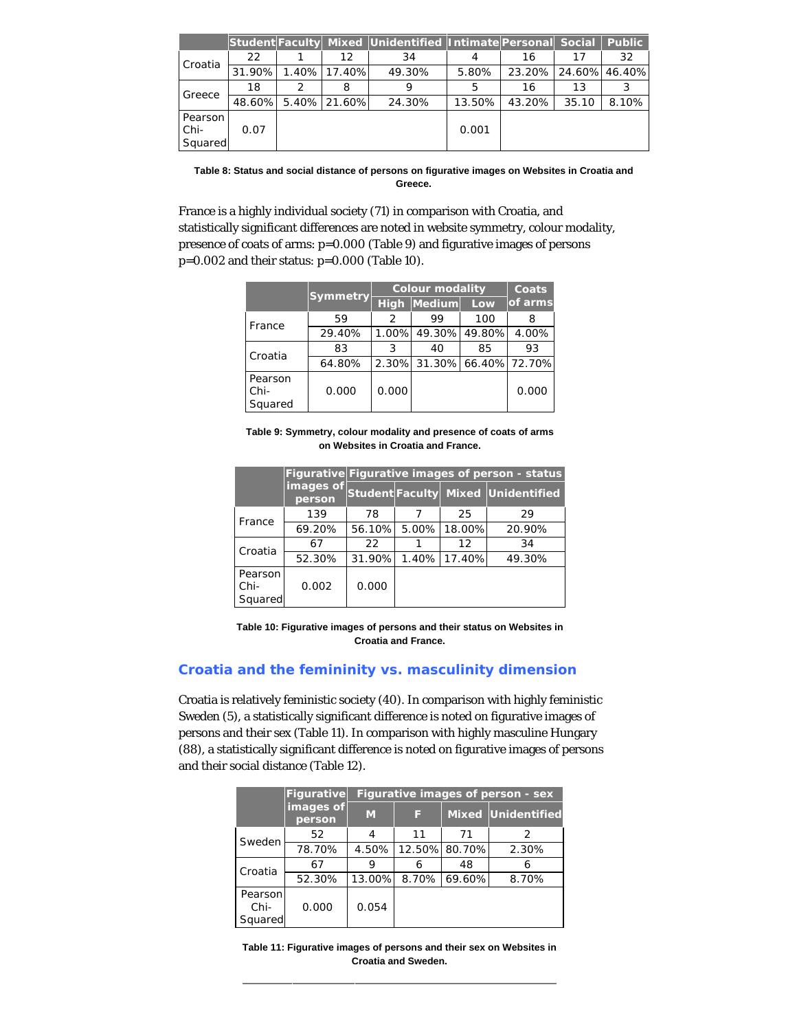| | Student | Faculty | Mixed | Unidentified | Intimate | Personal | Social | Public |
|---|---|---|---|---|---|---|---|---|
| Croatia | 22 | 1 | 12 | 34 | 4 | 16 | 17 | 32 |
| | 31.90% | 1.40% | 17.40% | 49.30% | 5.80% | 23.20% | 24.60% | 46.40% |
| Greece | 18 | 2 | 8 | 9 | 5 | 16 | 13 | 3 |
| | 48.60% | 5.40% | 21.60% | 24.30% | 13.50% | 43.20% | 35.10 | 8.10% |
| Pearson Chi-Squared | 0.07 | | | | 0.001 | | | |

**Table 8: Status and social distance of persons on figurative images on Websites in Croatia and Greece.**

France is a highly individual society (71) in comparison with Croatia, and statistically significant differences are noted in website symmetry, colour modality, presence of coats of arms: p=0.000 (Table 9) and figurative images of persons p=0.002 and their status: p=0.000 (Table 10).

| | Symmetry | Colour modality | | | Coats of arms |
|---|---|---|---|---|---|
| | | High | Medium | Low | |
| France | 59 | 2 | 99 | 100 | 8 |
| | 29.40% | 1.00% | 49.30% | 49.80% | 4.00% |
| Croatia | 83 | 3 | 40 | 85 | 93 |
| | 64.80% | 2.30% | 31.30% | 66.40% | 72.70% |
| Pearson Chi-Squared | 0.000 | 0.000 | | | 0.000 |

**Table 9: Symmetry, colour modality and presence of coats of arms on Websites in Croatia and France.**

| | Figurative images of person | Figurative images of person - status | | | |
|---|---|---|---|---|---|
| | | Student | Faculty | Mixed | Unidentified |
| France | 139 | 78 | 7 | 25 | 29 |
| | 69.20% | 56.10% | 5.00% | 18.00% | 20.90% |
| Croatia | 67 | 22 | 1 | 12 | 34 |
| | 52.30% | 31.90% | 1.40% | 17.40% | 49.30% |
| Pearson Chi-Squared | 0.002 | 0.000 | | | |

**Table 10: Figurative images of persons and their status on Websites in Croatia and France.**

## Croatia and the femininity vs. masculinity dimension

Croatia is relatively feministic society (40). In comparison with highly feministic Sweden (5), a statistically significant difference is noted on figurative images of persons and their sex (Table 11). In comparison with highly masculine Hungary (88), a statistically significant difference is noted on figurative images of persons and their social distance (Table 12).

| | Figurative images of person | Figurative images of person - sex | | | |
|---|---|---|---|---|---|
| | | M | F | Mixed | Unidentified |
| Sweden | 52 | 4 | 11 | 71 | 2 |
| | 78.70% | 4.50% | 12.50% | 80.70% | 2.30% |
| Croatia | 67 | 9 | 6 | 48 | 6 |
| | 52.30% | 13.00% | 8.70% | 69.60% | 8.70% |
| Pearson Chi-Squared | 0.000 | 0.054 | | | |

**Table 11: Figurative images of persons and their sex on Websites in Croatia and Sweden.**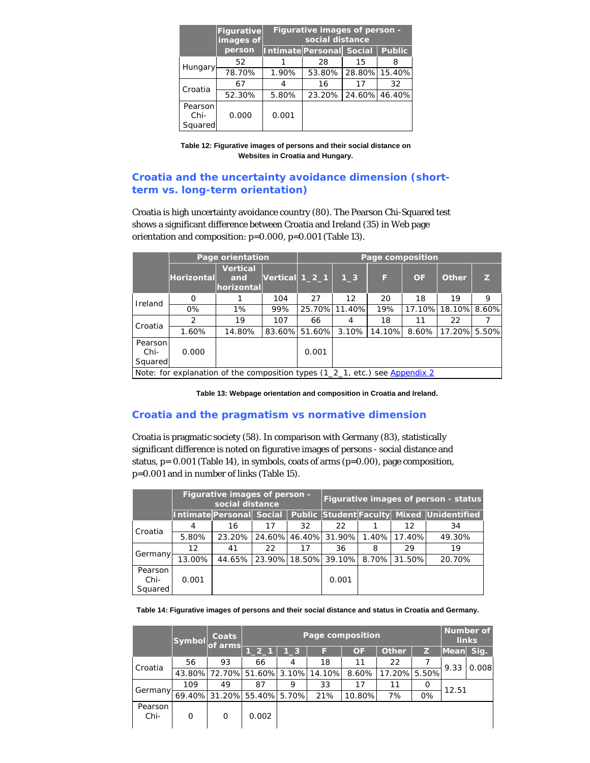| | Figurative images of person | Figurative images of person - social distance | | | |
|---|---|---|---|---|---|
| | | Intimate | Personal | Social | Public |
| Hungary | 52 | 1 | 28 | 15 | 8 |
| | 78.70% | 1.90% | 53.80% | 28.80% | 15.40% |
| Croatia | 67 | 4 | 16 | 17 | 32 |
| | 52.30% | 5.80% | 23.20% | 24.60% | 46.40% |
| Pearson Chi-Squared | 0.000 | 0.001 | | | |

**Table 12: Figurative images of persons and their social distance on Websites in Croatia and Hungary.**

## Croatia and the uncertainty avoidance dimension (short-term vs. long-term orientation)

Croatia is high uncertainty avoidance country (80). The Pearson Chi-Squared test shows a significant difference between Croatia and Ireland (35) in Web page orientation and composition: p=0.000, p=0.001 (Table 13).

| | Page orientation | | | Page composition | | | | | |
|---|---|---|---|---|---|---|---|---|---|
| | Horizontal | Vertical and horizontal | Vertical | 1_2_1 | 1_3 | F | OF | Other | Z |
| Ireland | 0 | 1 | 104 | 27 | 12 | 20 | 18 | 19 | 9 |
| | 0% | 1% | 99% | 25.70% | 11.40% | 19% | 17.10% | 18.10% | 8.60% |
| Croatia | 2 | 19 | 107 | 66 | 4 | 18 | 11 | 22 | 7 |
| | 1.60% | 14.80% | 83.60% | 51.60% | 3.10% | 14.10% | 8.60% | 17.20% | 5.50% |
| Pearson Chi-Squared | 0.000 | | | 0.001 | | | | | |
| Note: for explanation of the composition types (1_2_1, etc.) see Appendix 2 | | | | | | | | | |

**Table 13: Webpage orientation and composition in Croatia and Ireland.**

## Croatia and the pragmatism vs normative dimension

Croatia is pragmatic society (58). In comparison with Germany (83), statistically significant difference is noted on figurative images of persons - social distance and status, p= 0.001 (Table 14), in symbols, coats of arms (p=0.00), page composition, p=0.001 and in number of links (Table 15).

| | Figurative images of person - social distance | | | | Figurative images of person - status | | | |
|---|---|---|---|---|---|---|---|---|
| | Intimate | Personal | Social | Public | Student | Faculty | Mixed | Unidentified |
| Croatia | 4 | 16 | 17 | 32 | 22 | 1 | 12 | 34 |
| | 5.80% | 23.20% | 24.60% | 46.40% | 31.90% | 1.40% | 17.40% | 49.30% |
| Germany | 12 | 41 | 22 | 17 | 36 | 8 | 29 | 19 |
| | 13.00% | 44.65% | 23.90% | 18.50% | 39.10% | 8.70% | 31.50% | 20.70% |
| Pearson Chi-Squared | 0.001 | | | | 0.001 | | | |

**Table 14: Figurative images of persons and their social distance and status in Croatia and Germany.**

| | Symbol | Coats of arms | Page composition | | | | | | Number of links | |
|---|---|---|---|---|---|---|---|---|---|---|
| | | | 1_2_1 | 1_3 | F | OF | Other | Z | Mean | Sig. |
| Croatia | 56 | 93 | 66 | 4 | 18 | 11 | 22 | 7 | 9.33 | 0.008 |
| | 43.80% | 72.70% | 51.60% | 3.10% | 14.10% | 8.60% | 17.20% | 5.50% | | |
| Germany | 109 | 49 | 87 | 9 | 33 | 17 | 11 | 0 | 12.51 | |
| | 69.40% | 31.20% | 55.40% | 5.70% | 21% | 10.80% | 7% | 0% | | |
| Pearson Chi- | 0 | 0 | 0.002 | | | | | | | |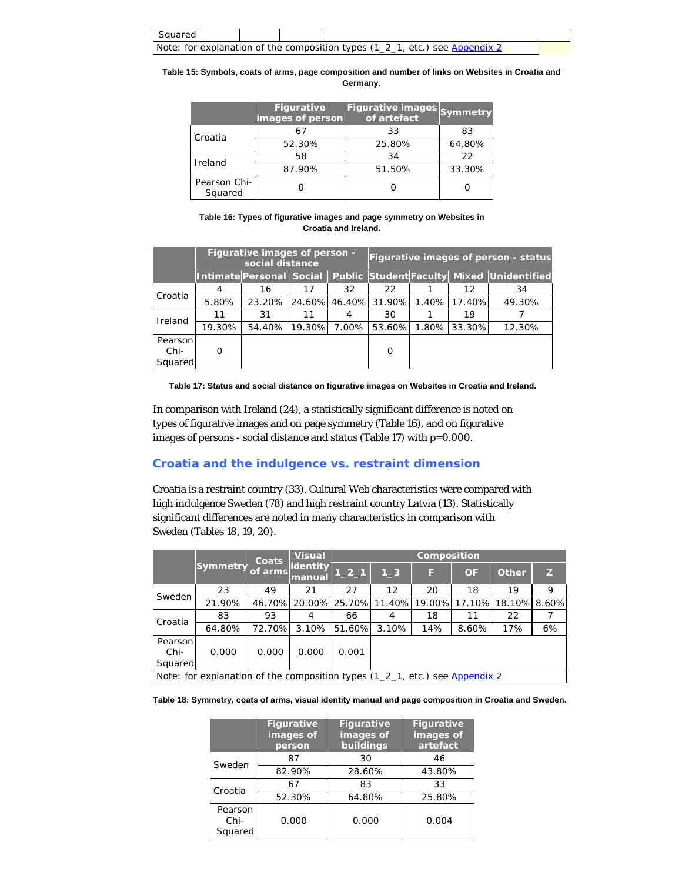| Squared | | | | |
|---|---|---|---|---|
| Note: for explanation of the composition types (1_2_1, etc.) see Appendix 2 | | | | |

**Table 15: Symbols, coats of arms, page composition and number of links on Websites in Croatia and Germany.**

| | Figurative images of person | Figurative images of artefact | Symmetry |
|---|---|---|---|
| Croatia | 67 | 33 | 83 |
| | 52.30% | 25.80% | 64.80% |
| Ireland | 58 | 34 | 22 |
| | 87.90% | 51.50% | 33.30% |
| Pearson Chi-Squared | 0 | 0 | 0 |

**Table 16: Types of figurative images and page symmetry on Websites in Croatia and Ireland.**

| | Figurative images of person - social distance | | | | Figurative images of person - status | | | |
|---|---|---|---|---|---|---|---|---|
| | Intimate | Personal | Social | Public | Student | Faculty | Mixed | Unidentified |
| Croatia | 4 | 16 | 17 | 32 | 22 | 1 | 12 | 34 |
| | 5.80% | 23.20% | 24.60% | 46.40% | 31.90% | 1.40% | 17.40% | 49.30% |
| Ireland | 11 | 31 | 11 | 4 | 30 | 1 | 19 | 7 |
| | 19.30% | 54.40% | 19.30% | 7.00% | 53.60% | 1.80% | 33.30% | 12.30% |
| Pearson Chi-Squared | 0 | | | | 0 | | | |

**Table 17: Status and social distance on figurative images on Websites in Croatia and Ireland.**

In comparison with Ireland (24), a statistically significant difference is noted on types of figurative images and on page symmetry (Table 16), and on figurative images of persons - social distance and status (Table 17) with p=0.000.

## Croatia and the indulgence vs. restraint dimension

Croatia is a restraint country (33). Cultural Web characteristics were compared with high indulgence Sweden (78) and high restraint country Latvia (13). Statistically significant differences are noted in many characteristics in comparison with Sweden (Tables 18, 19, 20).

| | Symmetry | Coats of arms | Visual identity manual | Composition | | | | | |
|---|---|---|---|---|---|---|---|---|---|
| | | | | 1_2_1 | 1_3 | F | OF | Other | Z |
| Sweden | 23 | 49 | 21 | 27 | 12 | 20 | 18 | 19 | 9 |
| | 21.90% | 46.70% | 20.00% | 25.70% | 11.40% | 19.00% | 17.10% | 18.10% | 8.60% |
| Croatia | 83 | 93 | 4 | 66 | 4 | 18 | 11 | 22 | 7 |
| | 64.80% | 72.70% | 3.10% | 51.60% | 3.10% | 14% | 8.60% | 17% | 6% |
| Pearson Chi-Squared | 0.000 | 0.000 | 0.000 | 0.001 | | | | | |
| Note: for explanation of the composition types (1_2_1, etc.) see Appendix 2 | | | | | | | | | |

**Table 18: Symmetry, coats of arms, visual identity manual and page composition in Croatia and Sweden.**

| | Figurative images of person | Figurative images of buildings | Figurative images of artefact |
|---|---|---|---|
| Sweden | 87 | 30 | 46 |
| | 82.90% | 28.60% | 43.80% |
| Croatia | 67 | 83 | 33 |
| | 52.30% | 64.80% | 25.80% |
| Pearson Chi-Squared | 0.000 | 0.000 | 0.004 |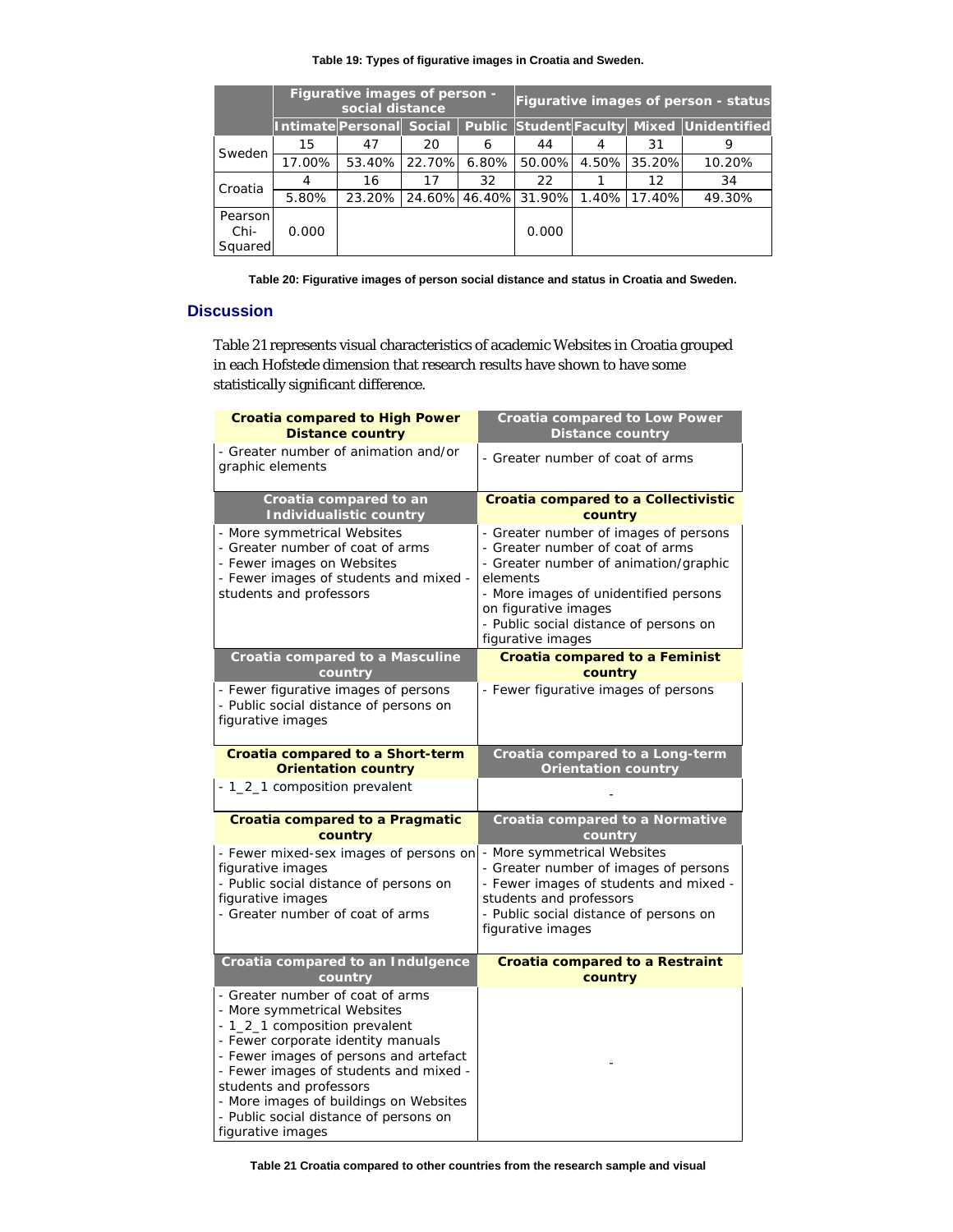**Table 19: Types of figurative images in Croatia and Sweden.**

| | Figurative images of person - social distance | | | | Figurative images of person - status | | | |
|---|---|---|---|---|---|---|---|---|
| | Intimate | Personal | Social | Public | Student | Faculty | Mixed | Unidentified |
| Sweden | 15 | 47 | 20 | 6 | 44 | 4 | 31 | 9 |
| | 17.00% | 53.40% | 22.70% | 6.80% | 50.00% | 4.50% | 35.20% | 10.20% |
| Croatia | 4 | 16 | 17 | 32 | 22 | 1 | 12 | 34 |
| | 5.80% | 23.20% | 24.60% | 46.40% | 31.90% | 1.40% | 17.40% | 49.30% |
| Pearson Chi-Squared | 0.000 | | | | 0.000 | | | |

**Table 20: Figurative images of person social distance and status in Croatia and Sweden.**

## Discussion

Table 21 represents visual characteristics of academic Websites in Croatia grouped in each Hofstede dimension that research results have shown to have some statistically significant difference.

| Croatia compared to High Power Distance country | Croatia compared to Low Power Distance country |
|---|---|
| - Greater number of animation and/or graphic elements | - Greater number of coat of arms |
| **Croatia compared to an Individualistic country** | **Croatia compared to a Collectivistic country** |
| - More symmetrical Websites<br>- Greater number of coat of arms<br>- Fewer images on Websites<br>- Fewer images of students and mixed - students and professors | - Greater number of images of persons<br>- Greater number of coat of arms<br>- Greater number of animation/graphic elements<br>- More images of unidentified persons on figurative images<br>- Public social distance of persons on figurative images |
| **Croatia compared to a Masculine country** | **Croatia compared to a Feminist country** |
| - Fewer figurative images of persons<br>- Public social distance of persons on figurative images | - Fewer figurative images of persons |
| **Croatia compared to a Short-term Orientation country** | **Croatia compared to a Long-term Orientation country** |
| - 1_2_1 composition prevalent | - |
| **Croatia compared to a Pragmatic country** | **Croatia compared to a Normative country** |
| - Fewer mixed-sex images of persons on figurative images<br>- Public social distance of persons on figurative images<br>- Greater number of coat of arms | - More symmetrical Websites<br>- Greater number of images of persons<br>- Fewer images of students and mixed - students and professors<br>- Public social distance of persons on figurative images |
| **Croatia compared to an Indulgence country** | **Croatia compared to a Restraint country** |
| - Greater number of coat of arms<br>- More symmetrical Websites<br>- 1_2_1 composition prevalent<br>- Fewer corporate identity manuals<br>- Fewer images of persons and artefact<br>- Fewer images of students and mixed - students and professors<br>- More images of buildings on Websites<br>- Public social distance of persons on figurative images | - |

**Table 21 Croatia compared to other countries from the research sample and visual**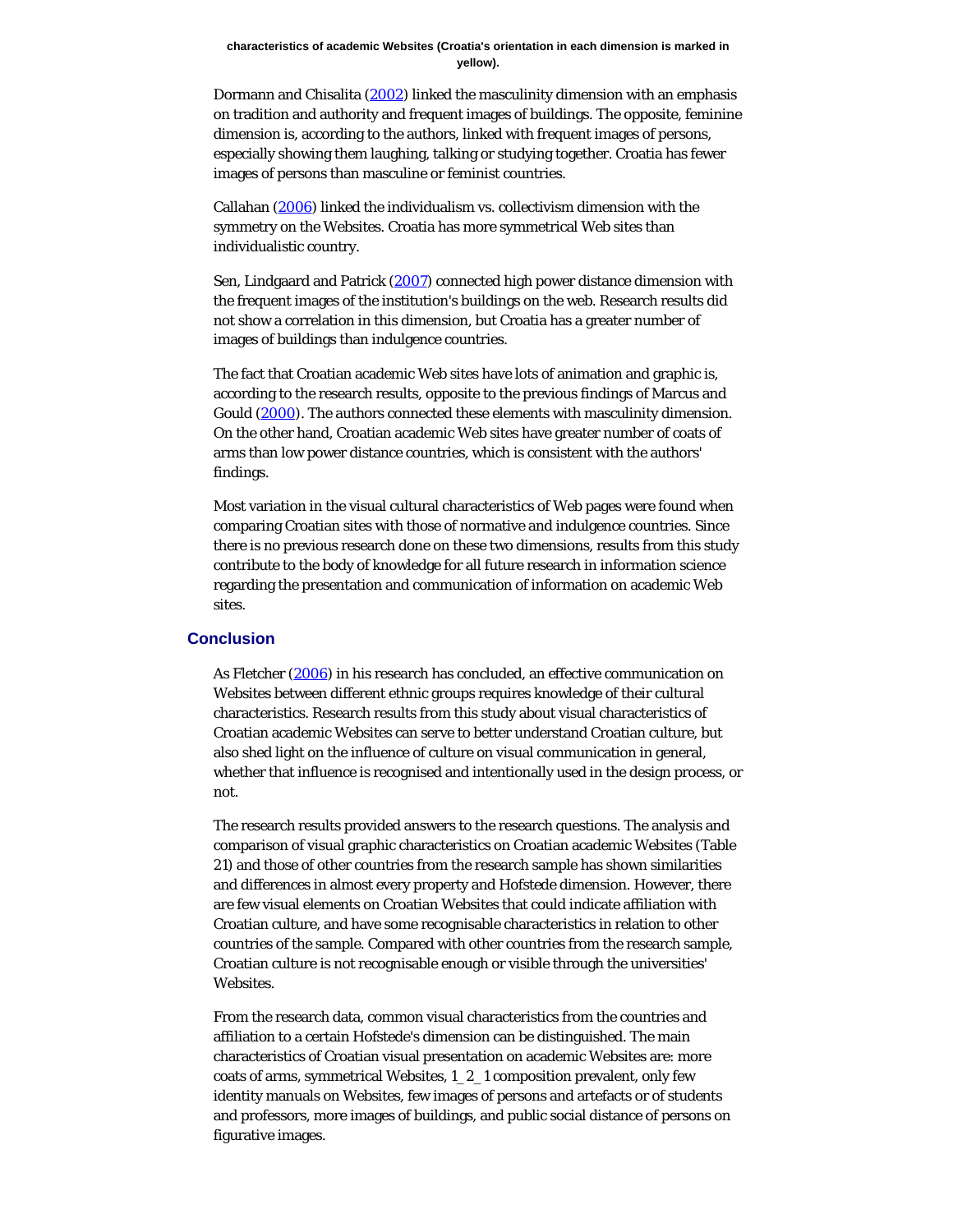**characteristics of academic Websites (Croatia's orientation in each dimension is marked in yellow).**

Dormann and Chisalita (2002) linked the masculinity dimension with an emphasis on tradition and authority and frequent images of buildings. The opposite, feminine dimension is, according to the authors, linked with frequent images of persons, especially showing them laughing, talking or studying together. Croatia has fewer images of persons than masculine or feminist countries.

Callahan (2006) linked the individualism vs. collectivism dimension with the symmetry on the Websites. Croatia has more symmetrical Web sites than individualistic country.

Sen, Lindgaard and Patrick (2007) connected high power distance dimension with the frequent images of the institution's buildings on the web. Research results did not show a correlation in this dimension, but Croatia has a greater number of images of buildings than indulgence countries.

The fact that Croatian academic Web sites have lots of animation and graphic is, according to the research results, opposite to the previous findings of Marcus and Gould (2000). The authors connected these elements with masculinity dimension. On the other hand, Croatian academic Web sites have greater number of coats of arms than low power distance countries, which is consistent with the authors' findings.

Most variation in the visual cultural characteristics of Web pages were found when comparing Croatian sites with those of normative and indulgence countries. Since there is no previous research done on these two dimensions, results from this study contribute to the body of knowledge for all future research in information science regarding the presentation and communication of information on academic Web sites.

## Conclusion

As Fletcher (2006) in his research has concluded, an effective communication on Websites between different ethnic groups requires knowledge of their cultural characteristics. Research results from this study about visual characteristics of Croatian academic Websites can serve to better understand Croatian culture, but also shed light on the influence of culture on visual communication in general, whether that influence is recognised and intentionally used in the design process, or not.

The research results provided answers to the research questions. The analysis and comparison of visual graphic characteristics on Croatian academic Websites (Table 21) and those of other countries from the research sample has shown similarities and differences in almost every property and Hofstede dimension. However, there are few visual elements on Croatian Websites that could indicate affiliation with Croatian culture, and have some recognisable characteristics in relation to other countries of the sample. Compared with other countries from the research sample, Croatian culture is not recognisable enough or visible through the universities' Websites.

From the research data, common visual characteristics from the countries and affiliation to a certain Hofstede's dimension can be distinguished. The main characteristics of Croatian visual presentation on academic Websites are: more coats of arms, symmetrical Websites, 1_2_1 composition prevalent, only few identity manuals on Websites, few images of persons and artefacts or of students and professors, more images of buildings, and public social distance of persons on figurative images.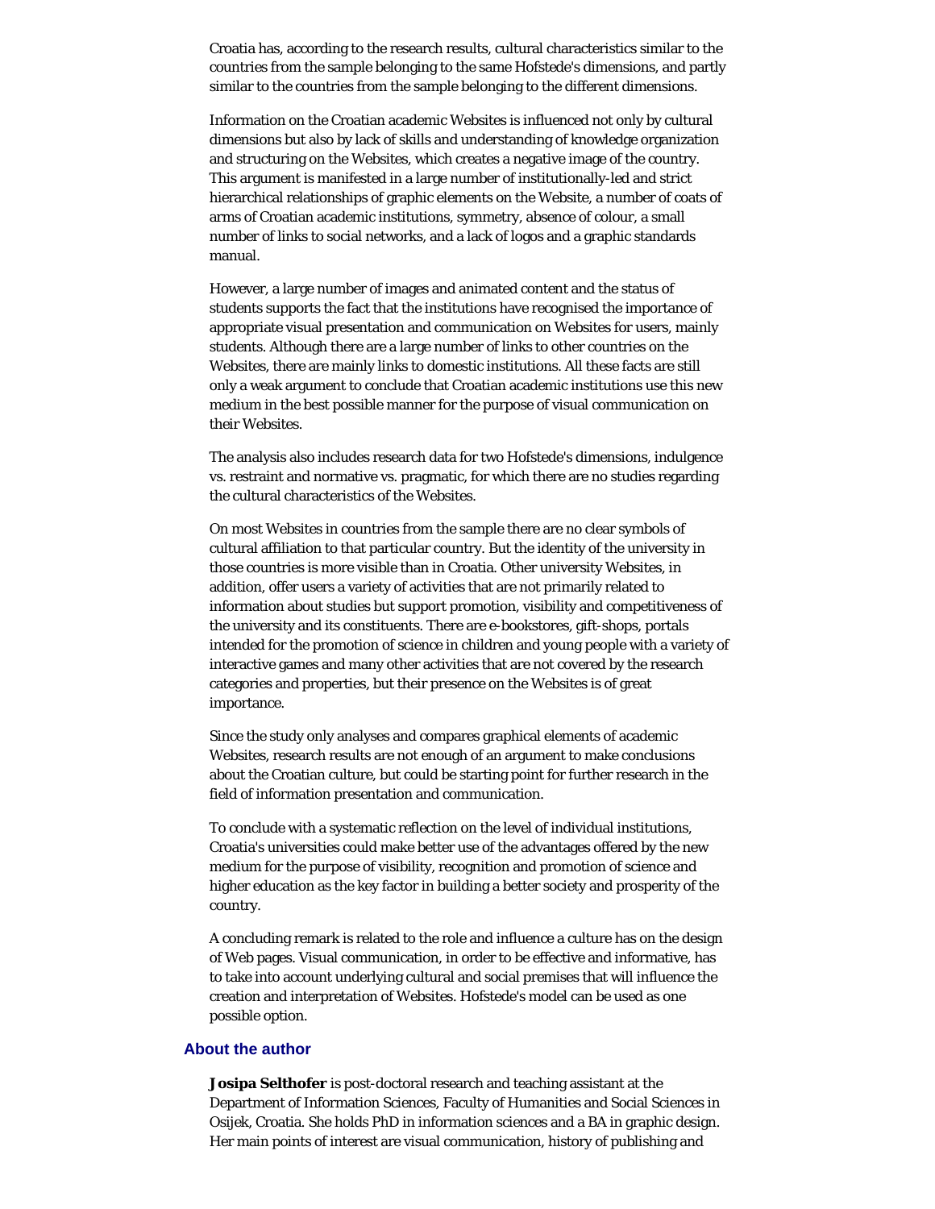Croatia has, according to the research results, cultural characteristics similar to the countries from the sample belonging to the same Hofstede's dimensions, and partly similar to the countries from the sample belonging to the different dimensions.

Information on the Croatian academic Websites is influenced not only by cultural dimensions but also by lack of skills and understanding of knowledge organization and structuring on the Websites, which creates a negative image of the country. This argument is manifested in a large number of institutionally-led and strict hierarchical relationships of graphic elements on the Website, a number of coats of arms of Croatian academic institutions, symmetry, absence of colour, a small number of links to social networks, and a lack of logos and a graphic standards manual.

However, a large number of images and animated content and the status of students supports the fact that the institutions have recognised the importance of appropriate visual presentation and communication on Websites for users, mainly students. Although there are a large number of links to other countries on the Websites, there are mainly links to domestic institutions. All these facts are still only a weak argument to conclude that Croatian academic institutions use this new medium in the best possible manner for the purpose of visual communication on their Websites.

The analysis also includes research data for two Hofstede's dimensions, indulgence vs. restraint and normative vs. pragmatic, for which there are no studies regarding the cultural characteristics of the Websites.

On most Websites in countries from the sample there are no clear symbols of cultural affiliation to that particular country. But the identity of the university in those countries is more visible than in Croatia. Other university Websites, in addition, offer users a variety of activities that are not primarily related to information about studies but support promotion, visibility and competitiveness of the university and its constituents. There are e-bookstores, gift-shops, portals intended for the promotion of science in children and young people with a variety of interactive games and many other activities that are not covered by the research categories and properties, but their presence on the Websites is of great importance.

Since the study only analyses and compares graphical elements of academic Websites, research results are not enough of an argument to make conclusions about the Croatian culture, but could be starting point for further research in the field of information presentation and communication.

To conclude with a systematic reflection on the level of individual institutions, Croatia's universities could make better use of the advantages offered by the new medium for the purpose of visibility, recognition and promotion of science and higher education as the key factor in building a better society and prosperity of the country.

A concluding remark is related to the role and influence a culture has on the design of Web pages. Visual communication, in order to be effective and informative, has to take into account underlying cultural and social premises that will influence the creation and interpretation of Websites. Hofstede's model can be used as one possible option.

## About the author

**Josipa Selthofer** is post-doctoral research and teaching assistant at the Department of Information Sciences, Faculty of Humanities and Social Sciences in Osijek, Croatia. She holds PhD in information sciences and a BA in graphic design. Her main points of interest are visual communication, history of publishing and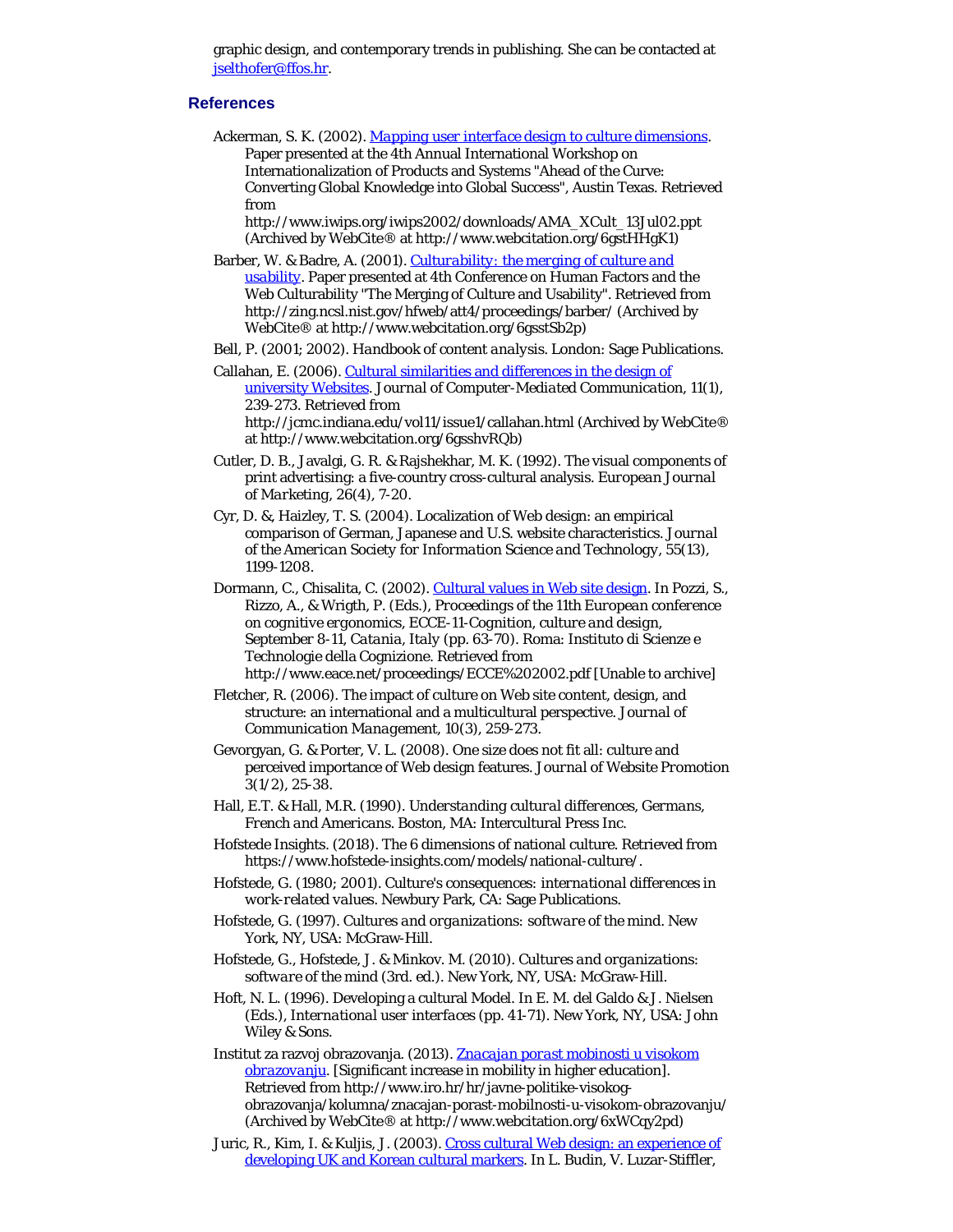graphic design, and contemporary trends in publishing. She can be contacted at jselthofer@ffos.hr.

## References

Ackerman, S. K. (2002). Mapping user interface design to culture dimensions. Paper presented at the 4th Annual International Workshop on Internationalization of Products and Systems "Ahead of the Curve: Converting Global Knowledge into Global Success", Austin Texas. Retrieved from http://www.iwips.org/iwips2002/downloads/AMA_XCult_13Jul02.ppt (Archived by WebCite® at http://www.webcitation.org/6gstHHgK1)

Barber, W. & Badre, A. (2001). *Culturability: the merging of culture and usability*. Paper presented at 4th Conference on Human Factors and the Web Culturability "The Merging of Culture and Usability". Retrieved from http://zing.ncsl.nist.gov/hfweb/att4/proceedings/barber/ (Archived by WebCite® at http://www.webcitation.org/6gsstSb2p)

Bell, P. (2001; 2002). *Handbook of content analysis*. London: Sage Publications.

Callahan, E. (2006). Cultural similarities and differences in the design of university Websites. *Journal of Computer-Mediated Communication*, 11(1), 239-273. Retrieved from http://jcmc.indiana.edu/vol11/issue1/callahan.html (Archived by WebCite® at http://www.webcitation.org/6gsshvRQb)

Cutler, D. B., Javalgi, G. R. & Rajshekhar, M. K. (1992). The visual components of print advertising: a five-country cross-cultural analysis. *European Journal of Marketing*, 26(4), 7-20.

Cyr, D. &, Haizley, T. S. (2004). Localization of Web design: an empirical comparison of German, Japanese and U.S. website characteristics. *Journal of the American Society for Information Science and Technology*, 55(13), 1199-1208.

Dormann, C., Chisalita, C. (2002). Cultural values in Web site design. In Pozzi, S., Rizzo, A., & Wrigth, P. (Eds.), *Proceedings of the 11th European conference on cognitive ergonomics, ECCE-11-Cognition, culture and design, September 8-11, Catania, Italy* (pp. 63-70). Roma: Instituto di Scienze e Technologie della Cognizione. Retrieved from http://www.eace.net/proceedings/ECCE%202002.pdf [Unable to archive]

Fletcher, R. (2006). The impact of culture on Web site content, design, and structure: an international and a multicultural perspective. *Journal of Communication Management*, 10(3), 259-273.

Gevorgyan, G. & Porter, V. L. (2008). One size does not fit all: culture and perceived importance of Web design features. *Journal of Website Promotion* 3(1/2), 25-38.

Hall, E.T. & Hall, M.R. (1990). *Understanding cultural differences, Germans, French and Americans*. Boston, MA: Intercultural Press Inc.

Hofstede Insights. (2018). The 6 dimensions of national culture. Retrieved from https://www.hofstede-insights.com/models/national-culture/.

Hofstede, G. (1980; 2001). *Culture's consequences: international differences in work-related values*. Newbury Park, CA: Sage Publications.

Hofstede, G. (1997). *Cultures and organizations: software of the mind*. New York, NY, USA: McGraw-Hill.

Hofstede, G., Hofstede, J. & Minkov. M. (2010). *Cultures and organizations: software of the mind* (3rd. ed.). New York, NY, USA: McGraw-Hill.

Hoft, N. L. (1996). Developing a cultural Model. In E. M. del Galdo & J. Nielsen (Eds.), *International user interfaces* (pp. 41-71). New York, NY, USA: John Wiley & Sons.

Institut za razvoj obrazovanja. (2013). *Znacajan porast mobinosti u visokom obrazovanju*. [Significant increase in mobility in higher education]. Retrieved from http://www.iro.hr/hr/javne-politike-visokog-obrazovanja/kolumna/znacajan-porast-mobilnosti-u-visokom-obrazovanju/ (Archived by WebCite® at http://www.webcitation.org/6xWCqy2pd)

Juric, R., Kim, I. & Kuljis, J. (2003). Cross cultural Web design: an experience of developing UK and Korean cultural markers. In L. Budin, V. Luzar-Stiffler,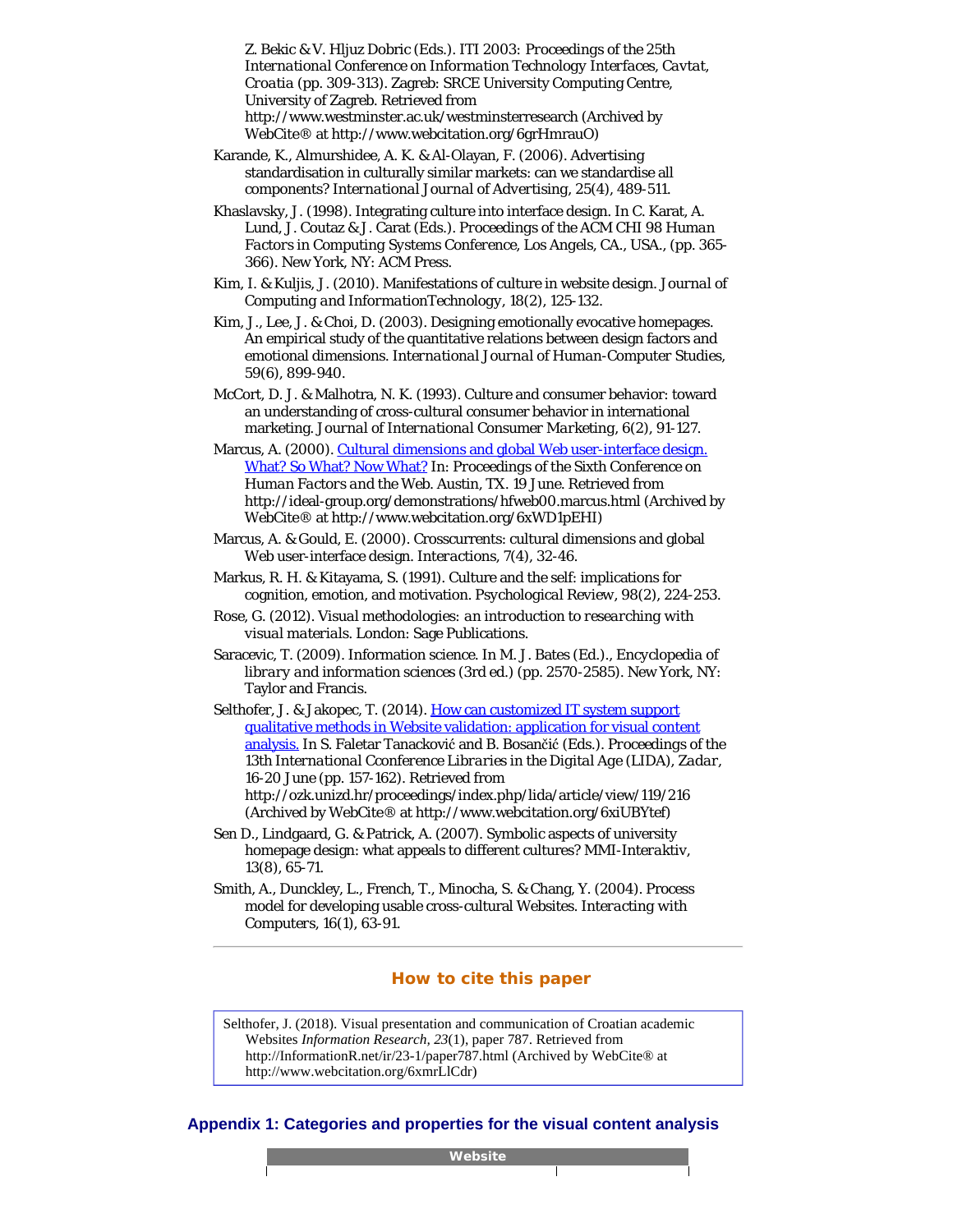Z. Bekic & V. Hljuz Dobric (Eds.). *ITI 2003: Proceedings of the 25th International Conference on Information Technology Interfaces, Cavtat, Croatia* (pp. 309-313). Zagreb: SRCE University Computing Centre, University of Zagreb. Retrieved from http://www.westminster.ac.uk/westminsterresearch (Archived by WebCite® at http://www.webcitation.org/6grHmrauO)

Karande, K., Almurshidee, A. K. & Al-Olayan, F. (2006). Advertising standardisation in culturally similar markets: can we standardise all components? *International Journal of Advertising, 25*(4), 489-511.

Khaslavsky, J. (1998). Integrating culture into interface design. In C. Karat, A. Lund, J. Coutaz & J. Carat (Eds.). *Proceedings of the ACM CHI 98 Human Factors in Computing Systems Conference, Los Angels, CA., USA.,* (pp. 365-366). New York, NY: ACM Press.

Kim, I. & Kuljis, J. (2010). Manifestations of culture in website design. *Journal of Computing and InformationTechnology, 18*(2), 125-132.

Kim, J., Lee, J. & Choi, D. (2003). Designing emotionally evocative homepages. An empirical study of the quantitative relations between design factors and emotional dimensions. *International Journal of Human-Computer Studies, 59*(6), 899-940.

McCort, D. J. & Malhotra, N. K. (1993). Culture and consumer behavior: toward an understanding of cross-cultural consumer behavior in international marketing. *Journal of International Consumer Marketing, 6*(2), 91-127.

Marcus, A. (2000). [Cultural dimensions and global Web user-interface design. What? So What? Now What?](http://ideal-group.org/demonstrations/hfweb00.marcus.html) In: *Proceedings of the Sixth Conference on Human Factors and the Web.* Austin, TX. 19 June. Retrieved from http://ideal-group.org/demonstrations/hfweb00.marcus.html (Archived by WebCite® at http://www.webcitation.org/6xWD1pEHI)

Marcus, A. & Gould, E. (2000). Crosscurrents: cultural dimensions and global Web user-interface design. *Interactions, 7*(4), 32-46.

Markus, R. H. & Kitayama, S. (1991). Culture and the self: implications for cognition, emotion, and motivation. *Psychological Review, 98*(2), 224-253.

Rose, G. (2012). *Visual methodologies: an introduction to researching with visual materials.* London: Sage Publications.

Saracevic, T. (2009). Information science. In M. J. Bates (Ed.)., *Encyclopedia of library and information sciences* (3rd ed.) (pp. 2570-2585). New York, NY: Taylor and Francis.

Selthofer, J. & Jakopec, T. (2014). [How can customized IT system support qualitative methods in Website validation: application for visual content analysis.](http://ozk.unizd.hr/proceedings/index.php/lida/article/view/119/216) In S. Faletar Tanacković and B. Bosančić (Eds.). *Proceedings of the 13th International Cconference Libraries in the Digital Age (LIDA), Zadar, 16-20 June* (pp. 157-162). Retrieved from http://ozk.unizd.hr/proceedings/index.php/lida/article/view/119/216 (Archived by WebCite® at http://www.webcitation.org/6xiUBYtef)

Sen D., Lindgaard, G. & Patrick, A. (2007). Symbolic aspects of university homepage design: what appeals to different cultures? *MMI-Interaktiv, 13*(8), 65-71.

Smith, A., Dunckley, L., French, T., Minocha, S. & Chang, Y. (2004). Process model for developing usable cross-cultural Websites. *Interacting with Computers, 16*(1), 63-91.

## How to cite this paper

Selthofer, J. (2018). Visual presentation and communication of Croatian academic Websites *Information Research, 23*(1), paper 787. Retrieved from http://InformationR.net/ir/23-1/paper787.html (Archived by WebCite® at http://www.webcitation.org/6xmrLlCdr)

## Appendix 1: Categories and properties for the visual content analysis

| Website | | |
|---|---|---|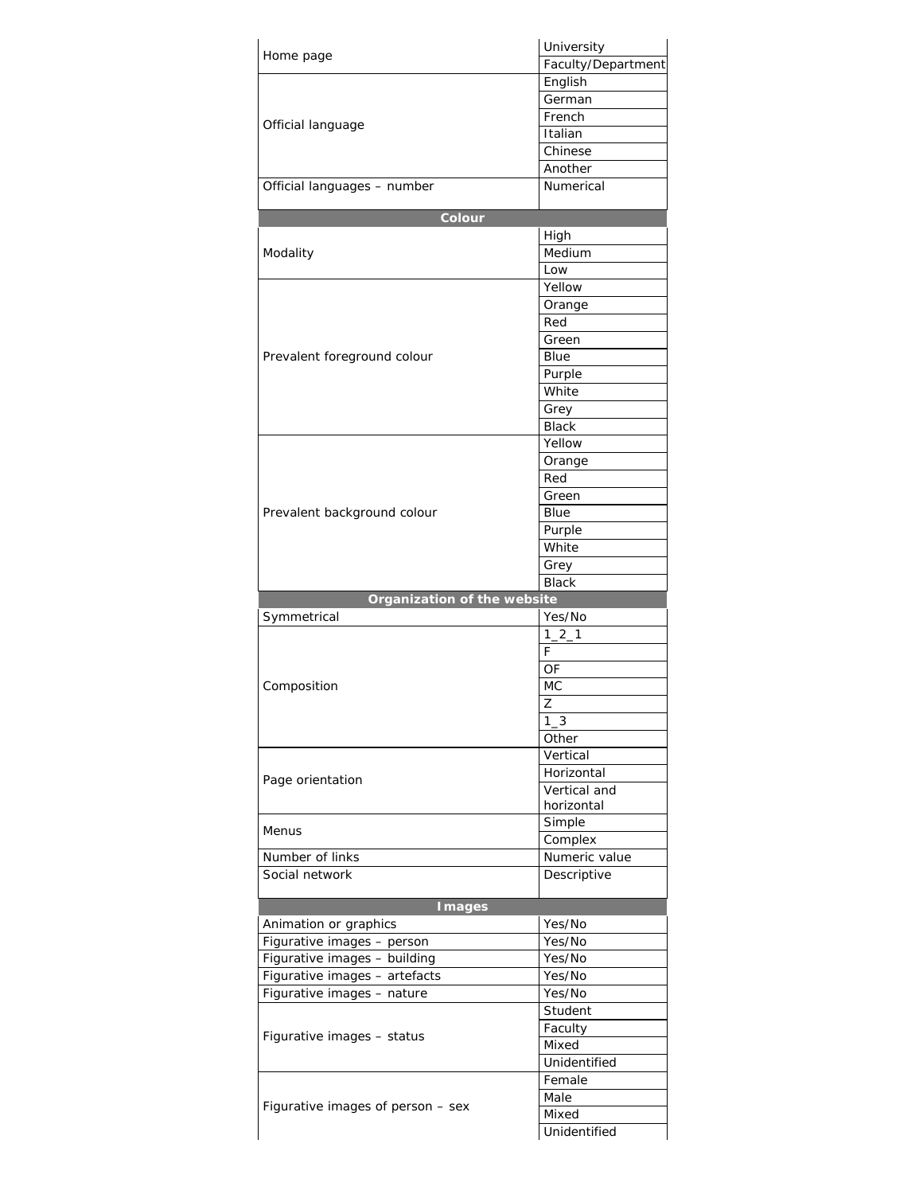| Home page | University |
| --- | --- |
| | Faculty/Department |
| Official language | English |
| | German |
| | French |
| | Italian |
| | Chinese |
| | Another |
| Official languages – number | Numerical |
| **Colour** | |
| Modality | High |
| | Medium |
| | Low |
| Prevalent foreground colour | Yellow |
| | Orange |
| | Red |
| | Green |
| | Blue |
| | Purple |
| | White |
| | Grey |
| | Black |
| Prevalent background colour | Yellow |
| | Orange |
| | Red |
| | Green |
| | Blue |
| | Purple |
| | White |
| | Grey |
| | Black |
| **Organization of the website** | |
| Symmetrical | Yes/No |
| Composition | 1_2_1 |
| | F |
| | OF |
| | MC |
| | Z |
| | 1_3 |
| | Other |
| Page orientation | Vertical |
| | Horizontal |
| | Vertical and horizontal |
| Menus | Simple |
| | Complex |
| Number of links | Numeric value |
| Social network | Descriptive |
| **Images** | |
| Animation or graphics | Yes/No |
| Figurative images – person | Yes/No |
| Figurative images – building | Yes/No |
| Figurative images – artefacts | Yes/No |
| Figurative images – nature | Yes/No |
| Figurative images – status | Student |
| | Faculty |
| | Mixed |
| | Unidentified |
| Figurative images of person – sex | Female |
| | Male |
| | Mixed |
| | Unidentified |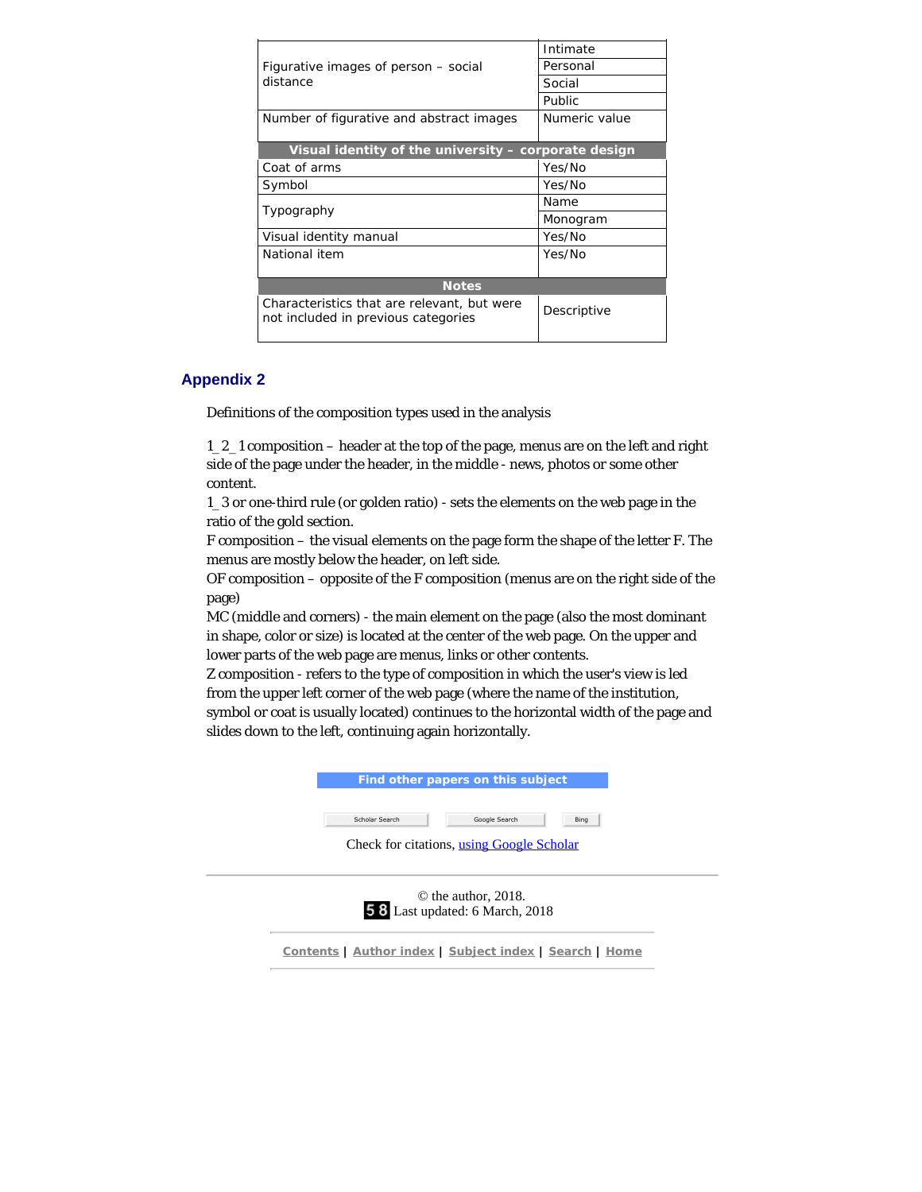| | |
|---|---|
| Figurative images of person – social distance | Intimate |
| | Personal |
| | Social |
| | Public |
| Number of figurative and abstract images | Numeric value |
| **Visual identity of the university – corporate design** | |
| Coat of arms | Yes/No |
| Symbol | Yes/No |
| Typography | Name |
| | Monogram |
| Visual identity manual | Yes/No |
| National item | Yes/No |
| **Notes** | |
| Characteristics that are relevant, but were not included in previous categories | Descriptive |

## Appendix 2

Definitions of the composition types used in the analysis

1_2_1 composition – header at the top of the page, menus are on the left and right side of the page under the header, in the middle - news, photos or some other content.
1_3 or one-third rule (or golden ratio) - sets the elements on the web page in the ratio of the gold section.
F composition – the visual elements on the page form the shape of the letter F. The menus are mostly below the header, on left side.
OF composition – opposite of the F composition (menus are on the right side of the page)
MC (middle and corners) - the main element on the page (also the most dominant in shape, color or size) is located at the center of the web page. On the upper and lower parts of the web page are menus, links or other contents.
Z composition - refers to the type of composition in which the user's view is led from the upper left corner of the web page (where the name of the institution, symbol or coat is usually located) continues to the horizontal width of the page and slides down to the left, continuing again horizontally.

**Find other papers on this subject**

Scholar Search | Google Search | Bing

Check for citations, using Google Scholar

© the author, 2018.
Last updated: 6 March, 2018

Contents | Author index | Subject index | Search | Home